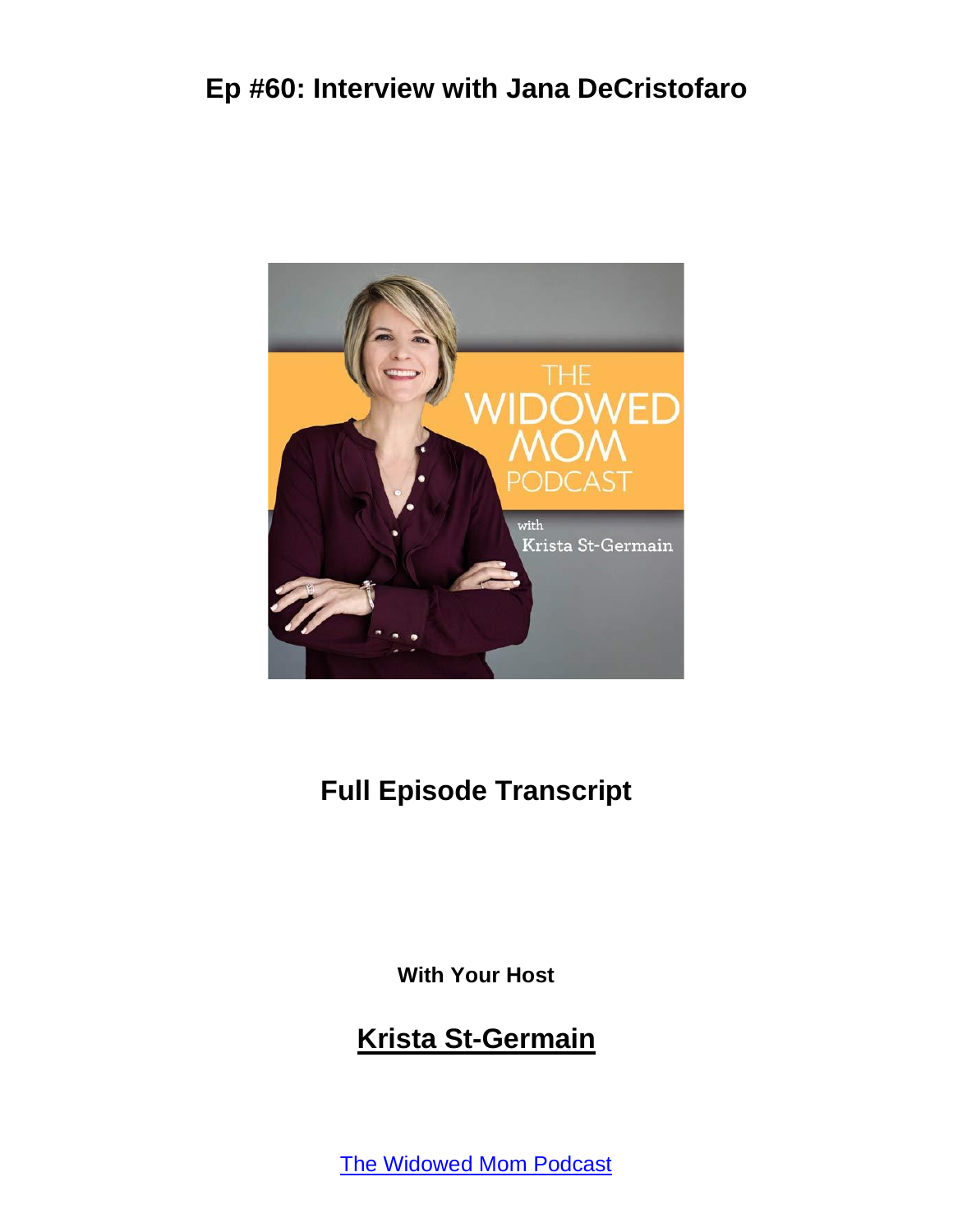# Ep #60: Interview with Jana DeCristofaro

## Full Episode Transcript

**With Your Host**

## Krista St-Germain

The Widowed Mom Podcast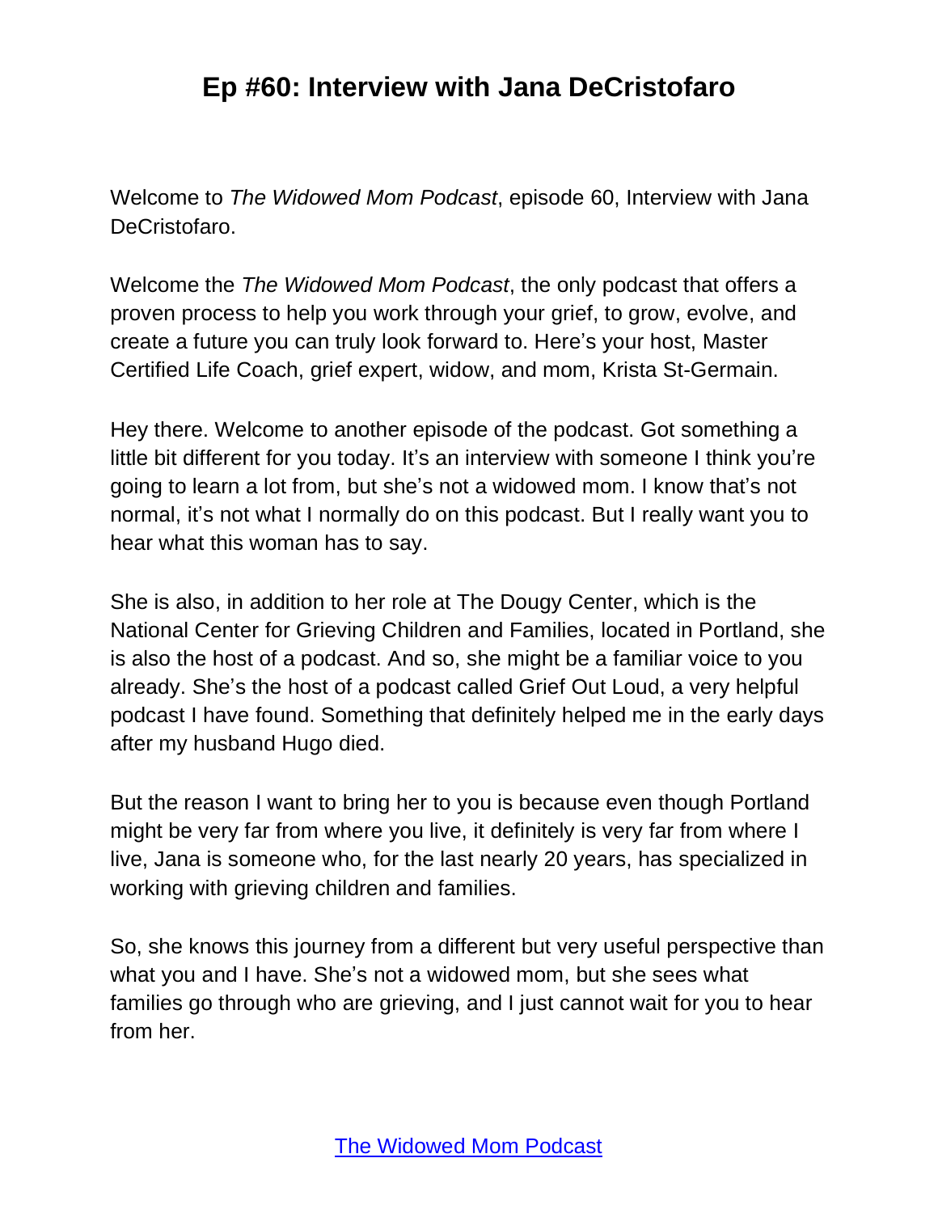Welcome to *The Widowed Mom Podcast*, episode 60, Interview with Jana DeCristofaro.

Welcome the *The Widowed Mom Podcast*, the only podcast that offers a proven process to help you work through your grief, to grow, evolve, and create a future you can truly look forward to. Here's your host, Master Certified Life Coach, grief expert, widow, and mom, Krista St-Germain.

Hey there. Welcome to another episode of the podcast. Got something a little bit different for you today. It's an interview with someone I think you're going to learn a lot from, but she's not a widowed mom. I know that's not normal, it's not what I normally do on this podcast. But I really want you to hear what this woman has to say.

She is also, in addition to her role at The Dougy Center, which is the National Center for Grieving Children and Families, located in Portland, she is also the host of a podcast. And so, she might be a familiar voice to you already. She's the host of a podcast called Grief Out Loud, a very helpful podcast I have found. Something that definitely helped me in the early days after my husband Hugo died.

But the reason I want to bring her to you is because even though Portland might be very far from where you live, it definitely is very far from where I live, Jana is someone who, for the last nearly 20 years, has specialized in working with grieving children and families.

So, she knows this journey from a different but very useful perspective than what you and I have. She's not a widowed mom, but she sees what families go through who are grieving, and I just cannot wait for you to hear from her.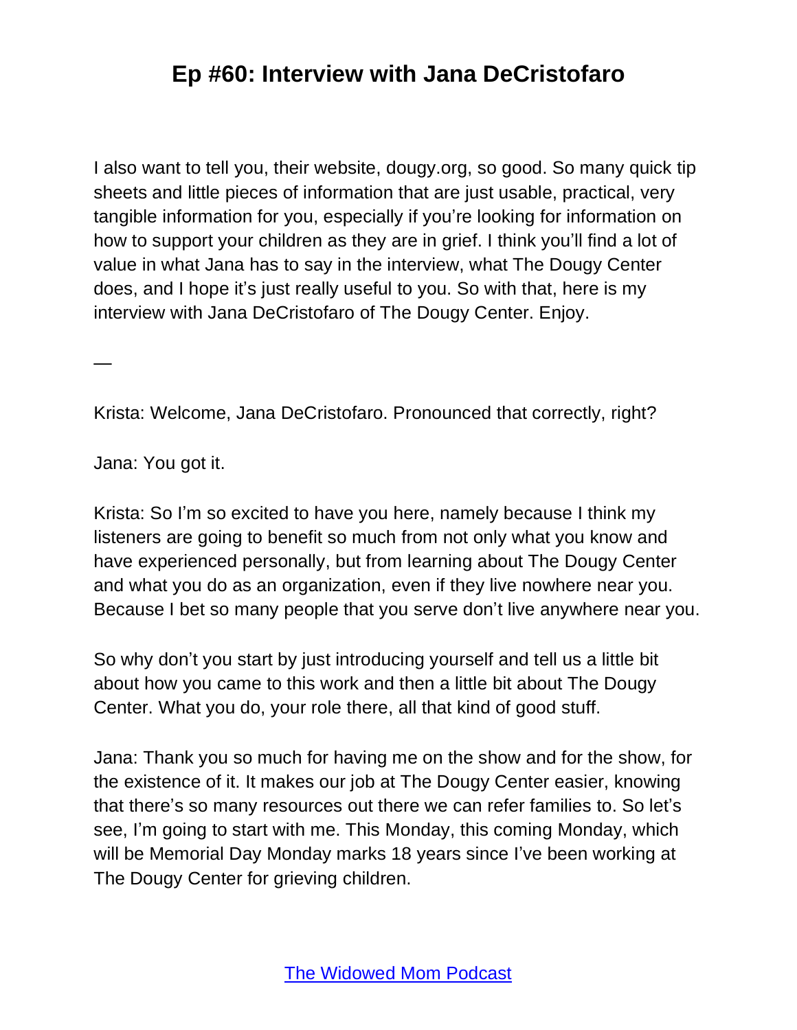I also want to tell you, their website, dougy.org, so good. So many quick tip sheets and little pieces of information that are just usable, practical, very tangible information for you, especially if you're looking for information on how to support your children as they are in grief. I think you'll find a lot of value in what Jana has to say in the interview, what The Dougy Center does, and I hope it's just really useful to you. So with that, here is my interview with Jana DeCristofaro of The Dougy Center. Enjoy.

—

Krista: Welcome, Jana DeCristofaro. Pronounced that correctly, right?

Jana: You got it.

Krista: So I'm so excited to have you here, namely because I think my listeners are going to benefit so much from not only what you know and have experienced personally, but from learning about The Dougy Center and what you do as an organization, even if they live nowhere near you. Because I bet so many people that you serve don't live anywhere near you.

So why don't you start by just introducing yourself and tell us a little bit about how you came to this work and then a little bit about The Dougy Center. What you do, your role there, all that kind of good stuff.

Jana: Thank you so much for having me on the show and for the show, for the existence of it. It makes our job at The Dougy Center easier, knowing that there's so many resources out there we can refer families to. So let's see, I'm going to start with me. This Monday, this coming Monday, which will be Memorial Day Monday marks 18 years since I've been working at The Dougy Center for grieving children.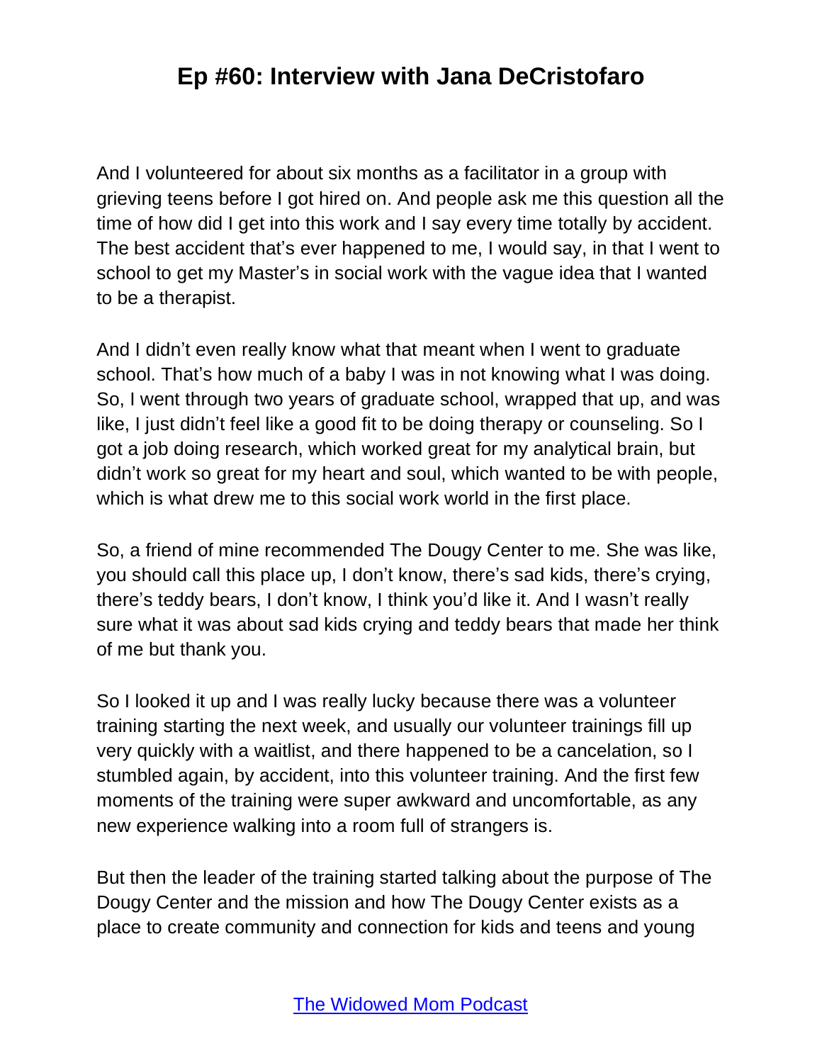And I volunteered for about six months as a facilitator in a group with grieving teens before I got hired on. And people ask me this question all the time of how did I get into this work and I say every time totally by accident. The best accident that's ever happened to me, I would say, in that I went to school to get my Master's in social work with the vague idea that I wanted to be a therapist.

And I didn't even really know what that meant when I went to graduate school. That's how much of a baby I was in not knowing what I was doing. So, I went through two years of graduate school, wrapped that up, and was like, I just didn't feel like a good fit to be doing therapy or counseling. So I got a job doing research, which worked great for my analytical brain, but didn't work so great for my heart and soul, which wanted to be with people, which is what drew me to this social work world in the first place.

So, a friend of mine recommended The Dougy Center to me. She was like, you should call this place up, I don't know, there's sad kids, there's crying, there's teddy bears, I don't know, I think you'd like it. And I wasn't really sure what it was about sad kids crying and teddy bears that made her think of me but thank you.

So I looked it up and I was really lucky because there was a volunteer training starting the next week, and usually our volunteer trainings fill up very quickly with a waitlist, and there happened to be a cancelation, so I stumbled again, by accident, into this volunteer training. And the first few moments of the training were super awkward and uncomfortable, as any new experience walking into a room full of strangers is.

But then the leader of the training started talking about the purpose of The Dougy Center and the mission and how The Dougy Center exists as a place to create community and connection for kids and teens and young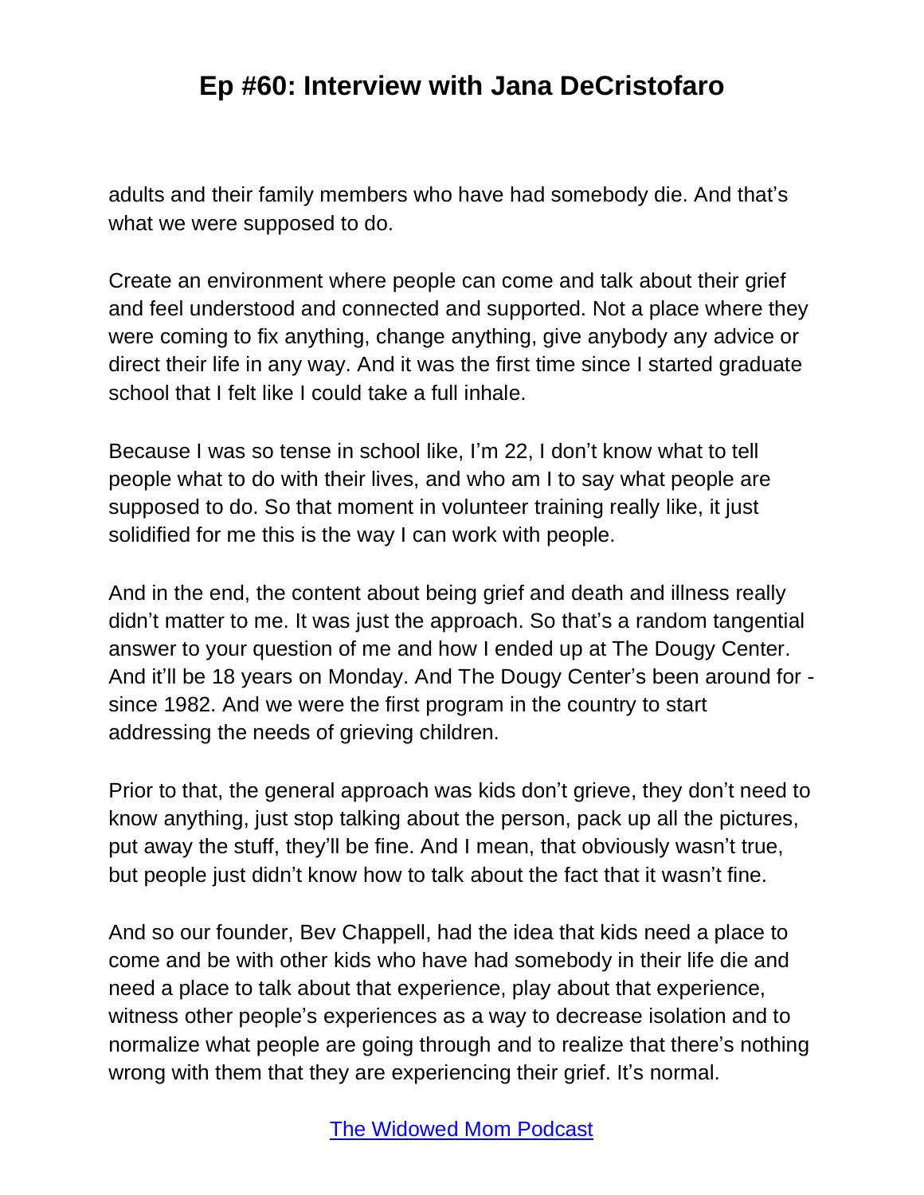adults and their family members who have had somebody die. And that's what we were supposed to do.

Create an environment where people can come and talk about their grief and feel understood and connected and supported. Not a place where they were coming to fix anything, change anything, give anybody any advice or direct their life in any way. And it was the first time since I started graduate school that I felt like I could take a full inhale.

Because I was so tense in school like, I'm 22, I don't know what to tell people what to do with their lives, and who am I to say what people are supposed to do. So that moment in volunteer training really like, it just solidified for me this is the way I can work with people.

And in the end, the content about being grief and death and illness really didn't matter to me. It was just the approach. So that's a random tangential answer to your question of me and how I ended up at The Dougy Center. And it'll be 18 years on Monday. And The Dougy Center's been around for - since 1982. And we were the first program in the country to start addressing the needs of grieving children.

Prior to that, the general approach was kids don't grieve, they don't need to know anything, just stop talking about the person, pack up all the pictures, put away the stuff, they'll be fine. And I mean, that obviously wasn't true, but people just didn't know how to talk about the fact that it wasn't fine.

And so our founder, Bev Chappell, had the idea that kids need a place to come and be with other kids who have had somebody in their life die and need a place to talk about that experience, play about that experience, witness other people's experiences as a way to decrease isolation and to normalize what people are going through and to realize that there's nothing wrong with them that they are experiencing their grief. It's normal.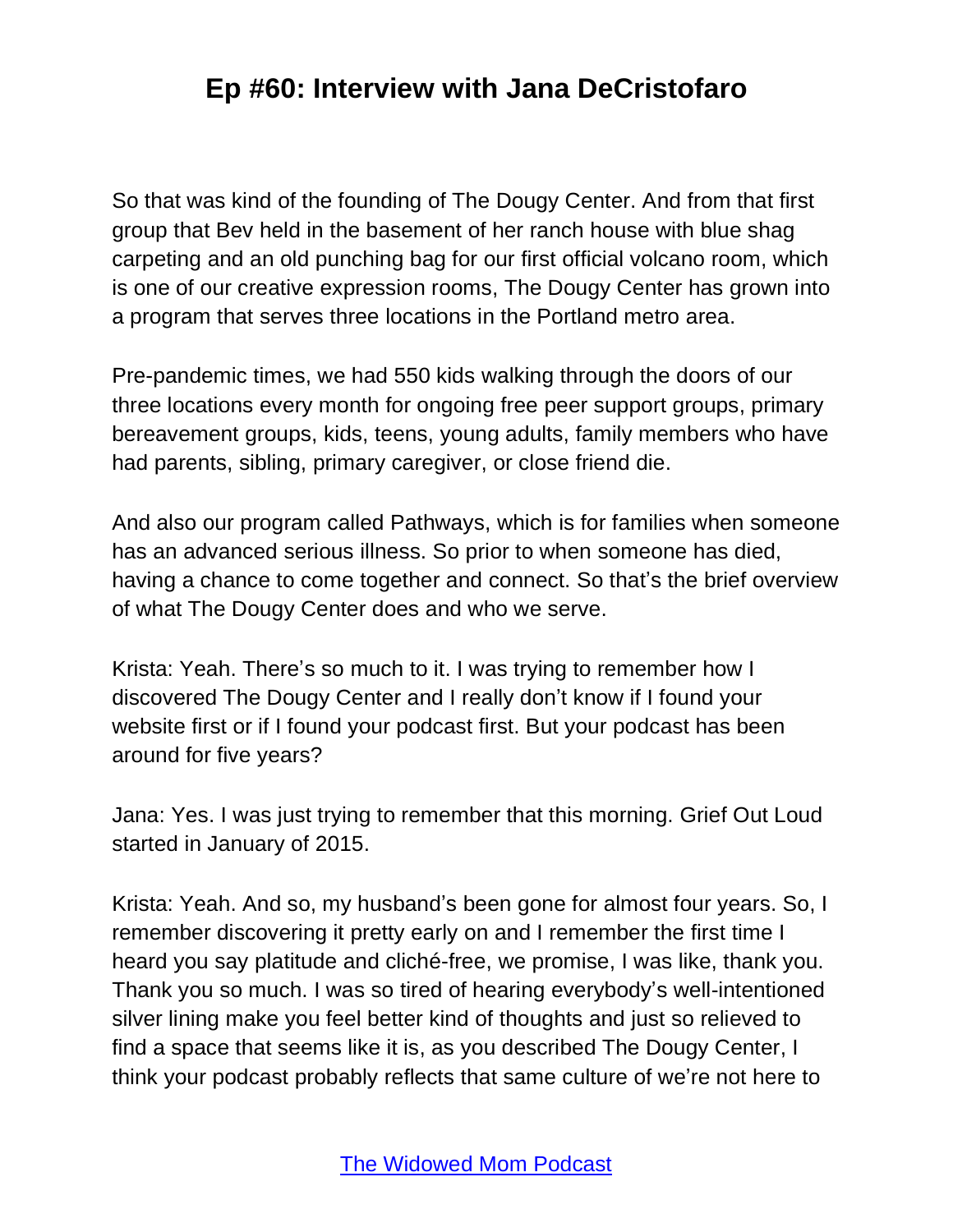So that was kind of the founding of The Dougy Center. And from that first group that Bev held in the basement of her ranch house with blue shag carpeting and an old punching bag for our first official volcano room, which is one of our creative expression rooms, The Dougy Center has grown into a program that serves three locations in the Portland metro area.

Pre-pandemic times, we had 550 kids walking through the doors of our three locations every month for ongoing free peer support groups, primary bereavement groups, kids, teens, young adults, family members who have had parents, sibling, primary caregiver, or close friend die.

And also our program called Pathways, which is for families when someone has an advanced serious illness. So prior to when someone has died, having a chance to come together and connect. So that's the brief overview of what The Dougy Center does and who we serve.

Krista: Yeah. There's so much to it. I was trying to remember how I discovered The Dougy Center and I really don't know if I found your website first or if I found your podcast first. But your podcast has been around for five years?

Jana: Yes. I was just trying to remember that this morning. Grief Out Loud started in January of 2015.

Krista: Yeah. And so, my husband's been gone for almost four years. So, I remember discovering it pretty early on and I remember the first time I heard you say platitude and cliché-free, we promise, I was like, thank you. Thank you so much. I was so tired of hearing everybody's well-intentioned silver lining make you feel better kind of thoughts and just so relieved to find a space that seems like it is, as you described The Dougy Center, I think your podcast probably reflects that same culture of we're not here to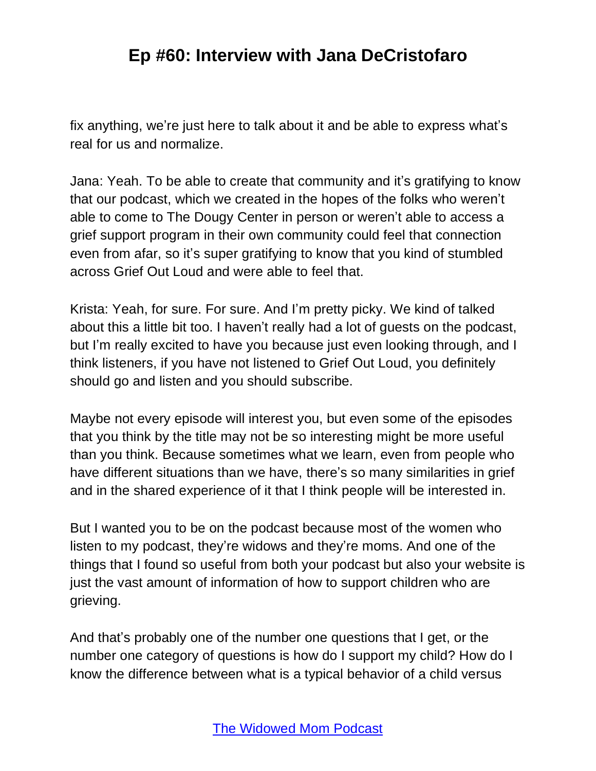fix anything, we're just here to talk about it and be able to express what's real for us and normalize.

Jana: Yeah. To be able to create that community and it's gratifying to know that our podcast, which we created in the hopes of the folks who weren't able to come to The Dougy Center in person or weren't able to access a grief support program in their own community could feel that connection even from afar, so it's super gratifying to know that you kind of stumbled across Grief Out Loud and were able to feel that.

Krista: Yeah, for sure. For sure. And I'm pretty picky. We kind of talked about this a little bit too. I haven't really had a lot of guests on the podcast, but I'm really excited to have you because just even looking through, and I think listeners, if you have not listened to Grief Out Loud, you definitely should go and listen and you should subscribe.

Maybe not every episode will interest you, but even some of the episodes that you think by the title may not be so interesting might be more useful than you think. Because sometimes what we learn, even from people who have different situations than we have, there's so many similarities in grief and in the shared experience of it that I think people will be interested in.

But I wanted you to be on the podcast because most of the women who listen to my podcast, they're widows and they're moms. And one of the things that I found so useful from both your podcast but also your website is just the vast amount of information of how to support children who are grieving.

And that's probably one of the number one questions that I get, or the number one category of questions is how do I support my child? How do I know the difference between what is a typical behavior of a child versus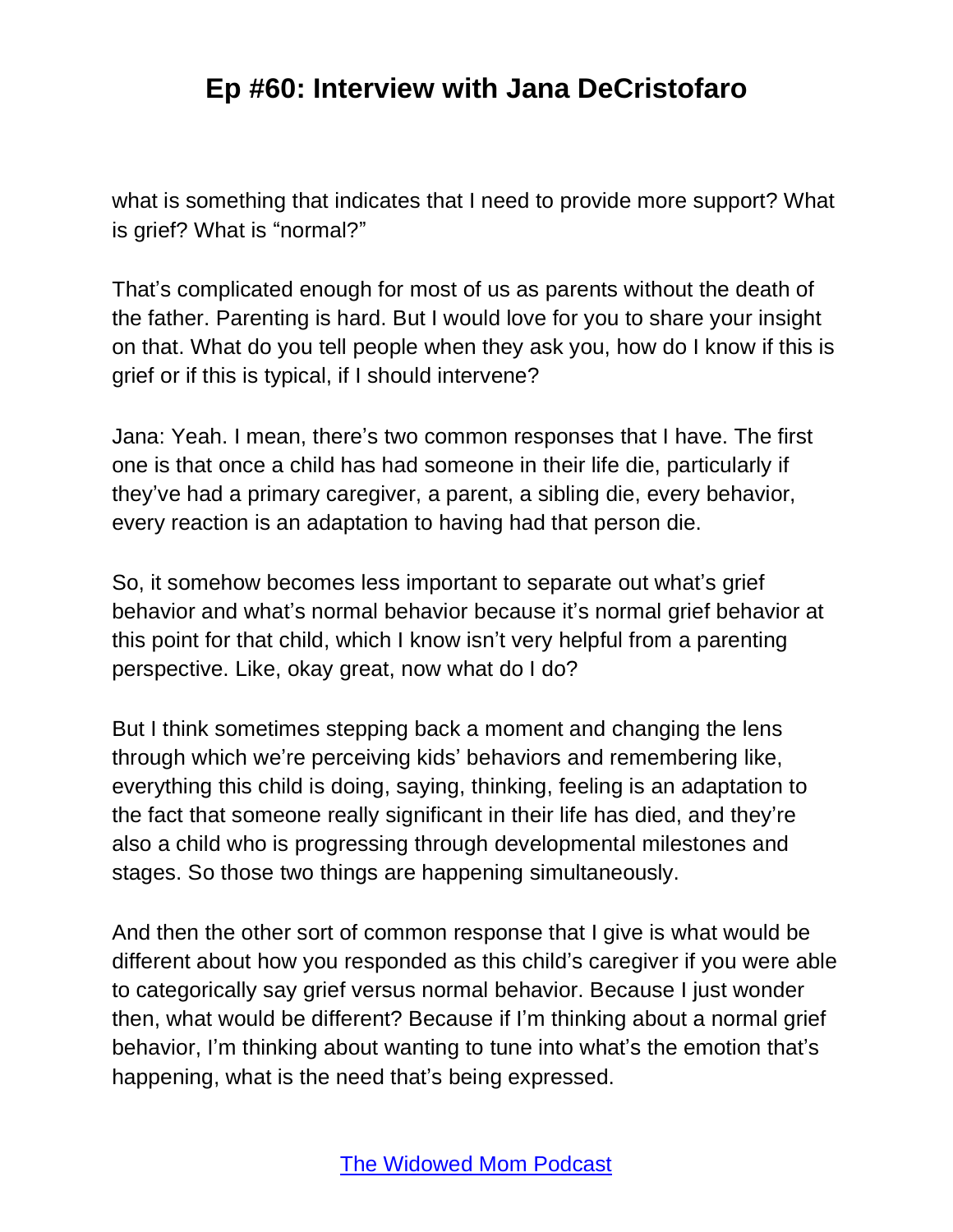what is something that indicates that I need to provide more support? What is grief? What is "normal?"

That's complicated enough for most of us as parents without the death of the father. Parenting is hard. But I would love for you to share your insight on that. What do you tell people when they ask you, how do I know if this is grief or if this is typical, if I should intervene?

Jana: Yeah. I mean, there's two common responses that I have. The first one is that once a child has had someone in their life die, particularly if they've had a primary caregiver, a parent, a sibling die, every behavior, every reaction is an adaptation to having had that person die.

So, it somehow becomes less important to separate out what's grief behavior and what's normal behavior because it's normal grief behavior at this point for that child, which I know isn't very helpful from a parenting perspective. Like, okay great, now what do I do?

But I think sometimes stepping back a moment and changing the lens through which we're perceiving kids' behaviors and remembering like, everything this child is doing, saying, thinking, feeling is an adaptation to the fact that someone really significant in their life has died, and they're also a child who is progressing through developmental milestones and stages. So those two things are happening simultaneously.

And then the other sort of common response that I give is what would be different about how you responded as this child's caregiver if you were able to categorically say grief versus normal behavior. Because I just wonder then, what would be different? Because if I'm thinking about a normal grief behavior, I'm thinking about wanting to tune into what's the emotion that's happening, what is the need that's being expressed.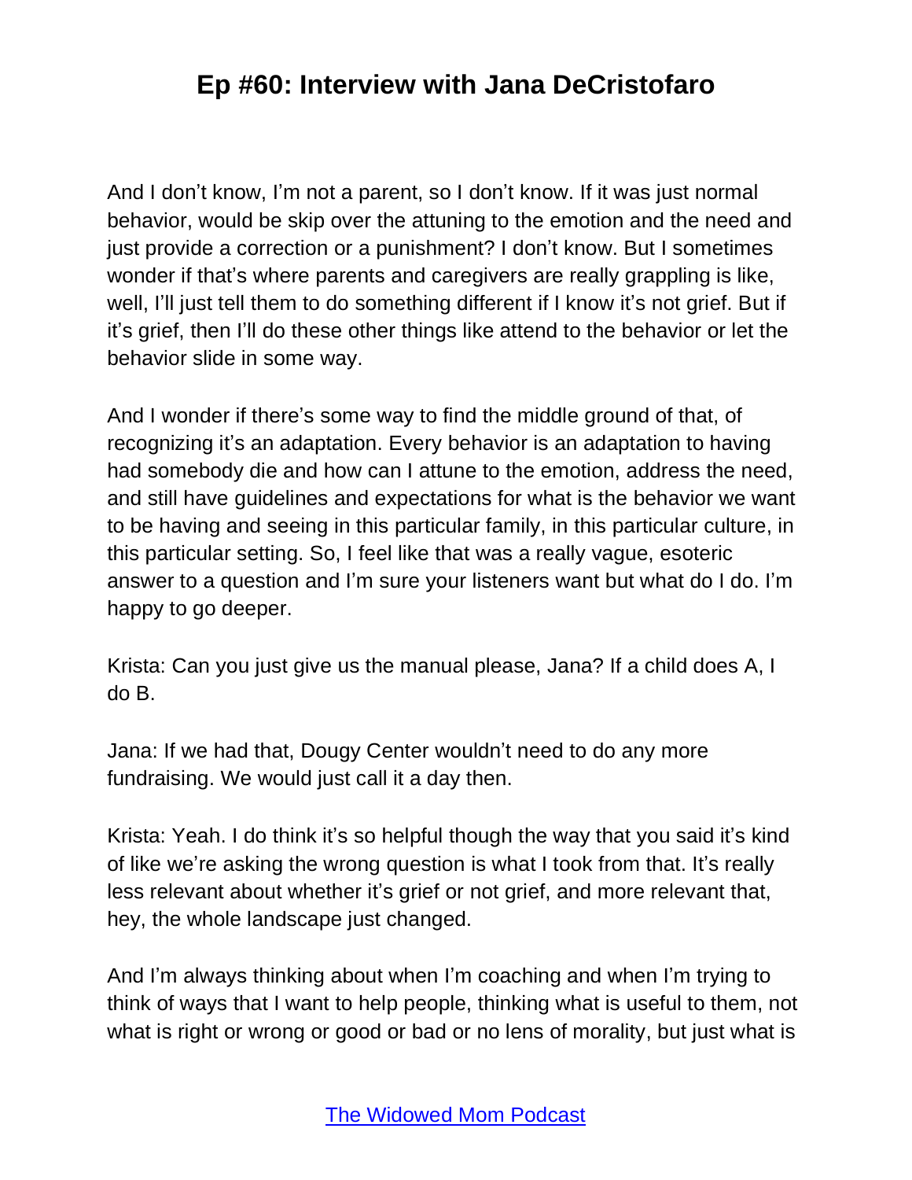And I don't know, I'm not a parent, so I don't know. If it was just normal behavior, would be skip over the attuning to the emotion and the need and just provide a correction or a punishment? I don't know. But I sometimes wonder if that's where parents and caregivers are really grappling is like, well, I'll just tell them to do something different if I know it's not grief. But if it's grief, then I'll do these other things like attend to the behavior or let the behavior slide in some way.

And I wonder if there's some way to find the middle ground of that, of recognizing it's an adaptation. Every behavior is an adaptation to having had somebody die and how can I attune to the emotion, address the need, and still have guidelines and expectations for what is the behavior we want to be having and seeing in this particular family, in this particular culture, in this particular setting. So, I feel like that was a really vague, esoteric answer to a question and I'm sure your listeners want but what do I do. I'm happy to go deeper.

Krista: Can you just give us the manual please, Jana? If a child does A, I do B.

Jana: If we had that, Dougy Center wouldn't need to do any more fundraising. We would just call it a day then.

Krista: Yeah. I do think it's so helpful though the way that you said it's kind of like we're asking the wrong question is what I took from that. It's really less relevant about whether it's grief or not grief, and more relevant that, hey, the whole landscape just changed.

And I'm always thinking about when I'm coaching and when I'm trying to think of ways that I want to help people, thinking what is useful to them, not what is right or wrong or good or bad or no lens of morality, but just what is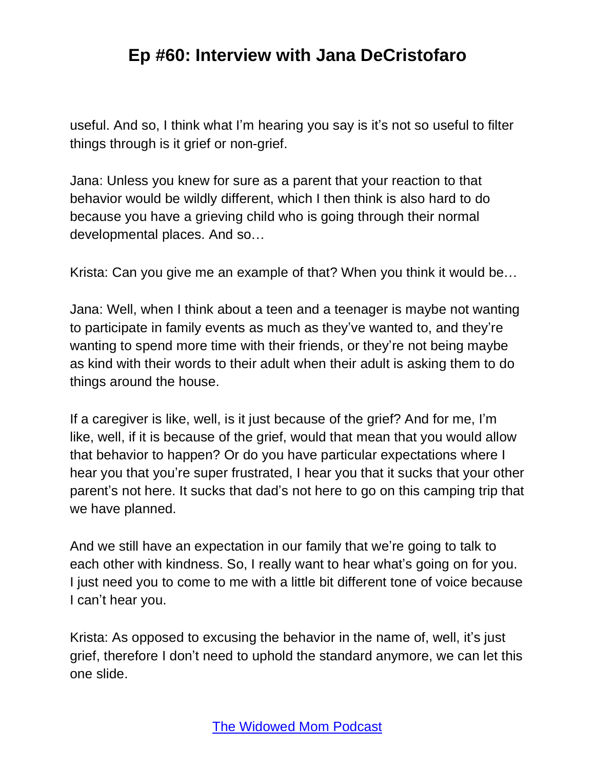useful. And so, I think what I'm hearing you say is it's not so useful to filter things through is it grief or non-grief.

Jana: Unless you knew for sure as a parent that your reaction to that behavior would be wildly different, which I then think is also hard to do because you have a grieving child who is going through their normal developmental places. And so…

Krista: Can you give me an example of that? When you think it would be…

Jana: Well, when I think about a teen and a teenager is maybe not wanting to participate in family events as much as they've wanted to, and they're wanting to spend more time with their friends, or they're not being maybe as kind with their words to their adult when their adult is asking them to do things around the house.

If a caregiver is like, well, is it just because of the grief? And for me, I'm like, well, if it is because of the grief, would that mean that you would allow that behavior to happen? Or do you have particular expectations where I hear you that you're super frustrated, I hear you that it sucks that your other parent's not here. It sucks that dad's not here to go on this camping trip that we have planned.

And we still have an expectation in our family that we're going to talk to each other with kindness. So, I really want to hear what's going on for you. I just need you to come to me with a little bit different tone of voice because I can't hear you.

Krista: As opposed to excusing the behavior in the name of, well, it's just grief, therefore I don't need to uphold the standard anymore, we can let this one slide.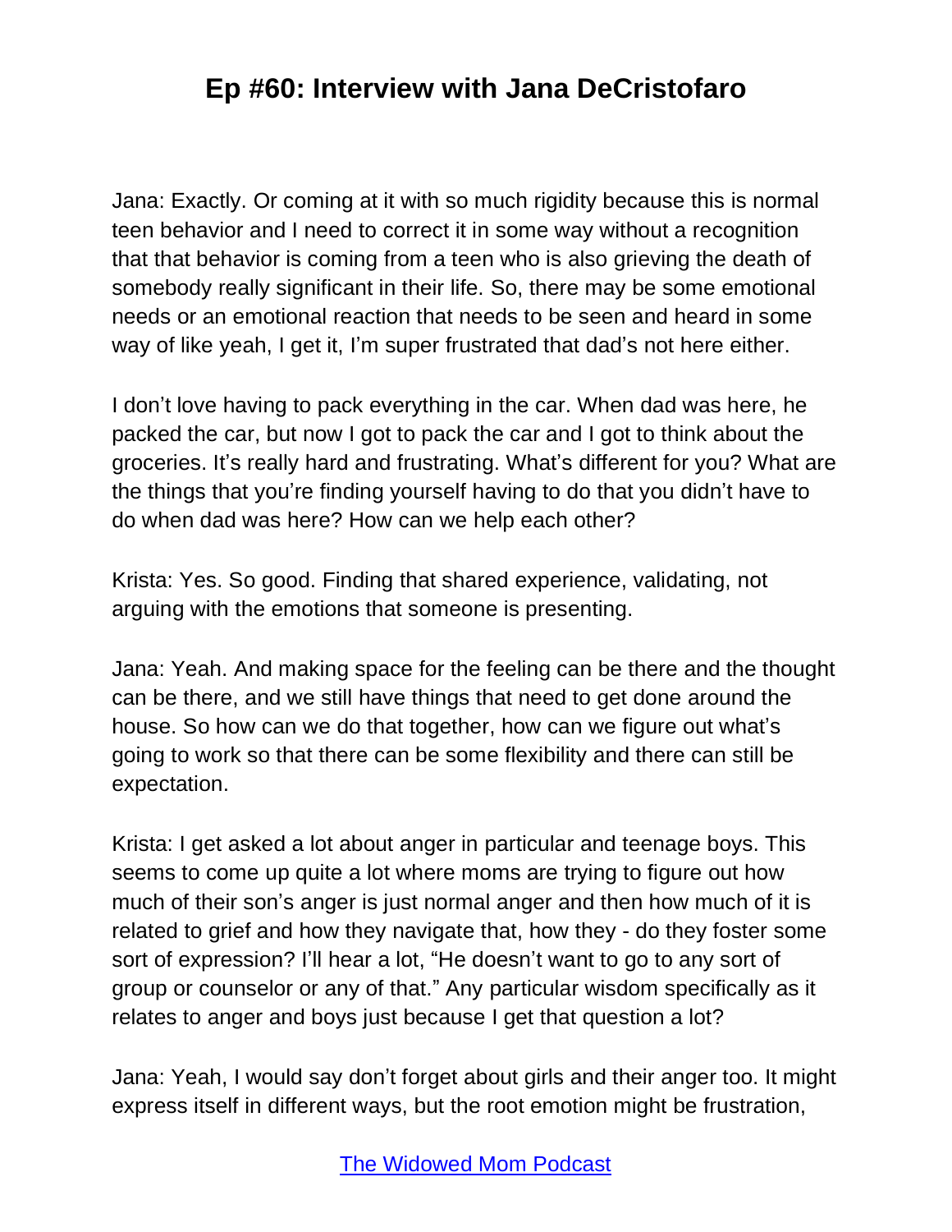Jana: Exactly. Or coming at it with so much rigidity because this is normal teen behavior and I need to correct it in some way without a recognition that that behavior is coming from a teen who is also grieving the death of somebody really significant in their life. So, there may be some emotional needs or an emotional reaction that needs to be seen and heard in some way of like yeah, I get it, I'm super frustrated that dad's not here either.

I don't love having to pack everything in the car. When dad was here, he packed the car, but now I got to pack the car and I got to think about the groceries. It's really hard and frustrating. What's different for you? What are the things that you're finding yourself having to do that you didn't have to do when dad was here? How can we help each other?

Krista: Yes. So good. Finding that shared experience, validating, not arguing with the emotions that someone is presenting.

Jana: Yeah. And making space for the feeling can be there and the thought can be there, and we still have things that need to get done around the house. So how can we do that together, how can we figure out what's going to work so that there can be some flexibility and there can still be expectation.

Krista: I get asked a lot about anger in particular and teenage boys. This seems to come up quite a lot where moms are trying to figure out how much of their son's anger is just normal anger and then how much of it is related to grief and how they navigate that, how they - do they foster some sort of expression? I'll hear a lot, "He doesn't want to go to any sort of group or counselor or any of that." Any particular wisdom specifically as it relates to anger and boys just because I get that question a lot?

Jana: Yeah, I would say don't forget about girls and their anger too. It might express itself in different ways, but the root emotion might be frustration,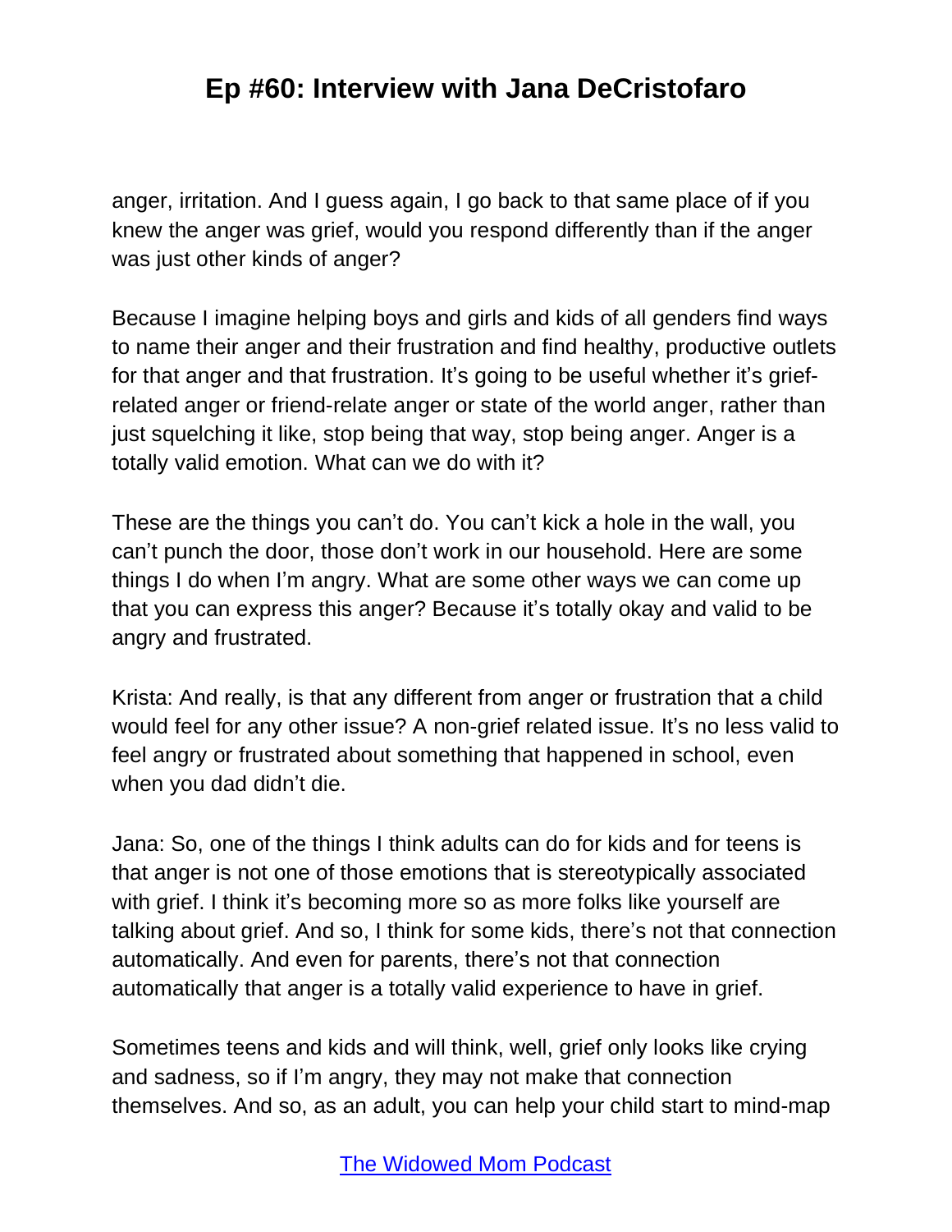anger, irritation. And I guess again, I go back to that same place of if you knew the anger was grief, would you respond differently than if the anger was just other kinds of anger?

Because I imagine helping boys and girls and kids of all genders find ways to name their anger and their frustration and find healthy, productive outlets for that anger and that frustration. It's going to be useful whether it's grief-related anger or friend-relate anger or state of the world anger, rather than just squelching it like, stop being that way, stop being anger. Anger is a totally valid emotion. What can we do with it?

These are the things you can't do. You can't kick a hole in the wall, you can't punch the door, those don't work in our household. Here are some things I do when I'm angry. What are some other ways we can come up that you can express this anger? Because it's totally okay and valid to be angry and frustrated.

Krista: And really, is that any different from anger or frustration that a child would feel for any other issue? A non-grief related issue. It's no less valid to feel angry or frustrated about something that happened in school, even when you dad didn't die.

Jana: So, one of the things I think adults can do for kids and for teens is that anger is not one of those emotions that is stereotypically associated with grief. I think it's becoming more so as more folks like yourself are talking about grief. And so, I think for some kids, there's not that connection automatically. And even for parents, there's not that connection automatically that anger is a totally valid experience to have in grief.

Sometimes teens and kids and will think, well, grief only looks like crying and sadness, so if I'm angry, they may not make that connection themselves. And so, as an adult, you can help your child start to mind-map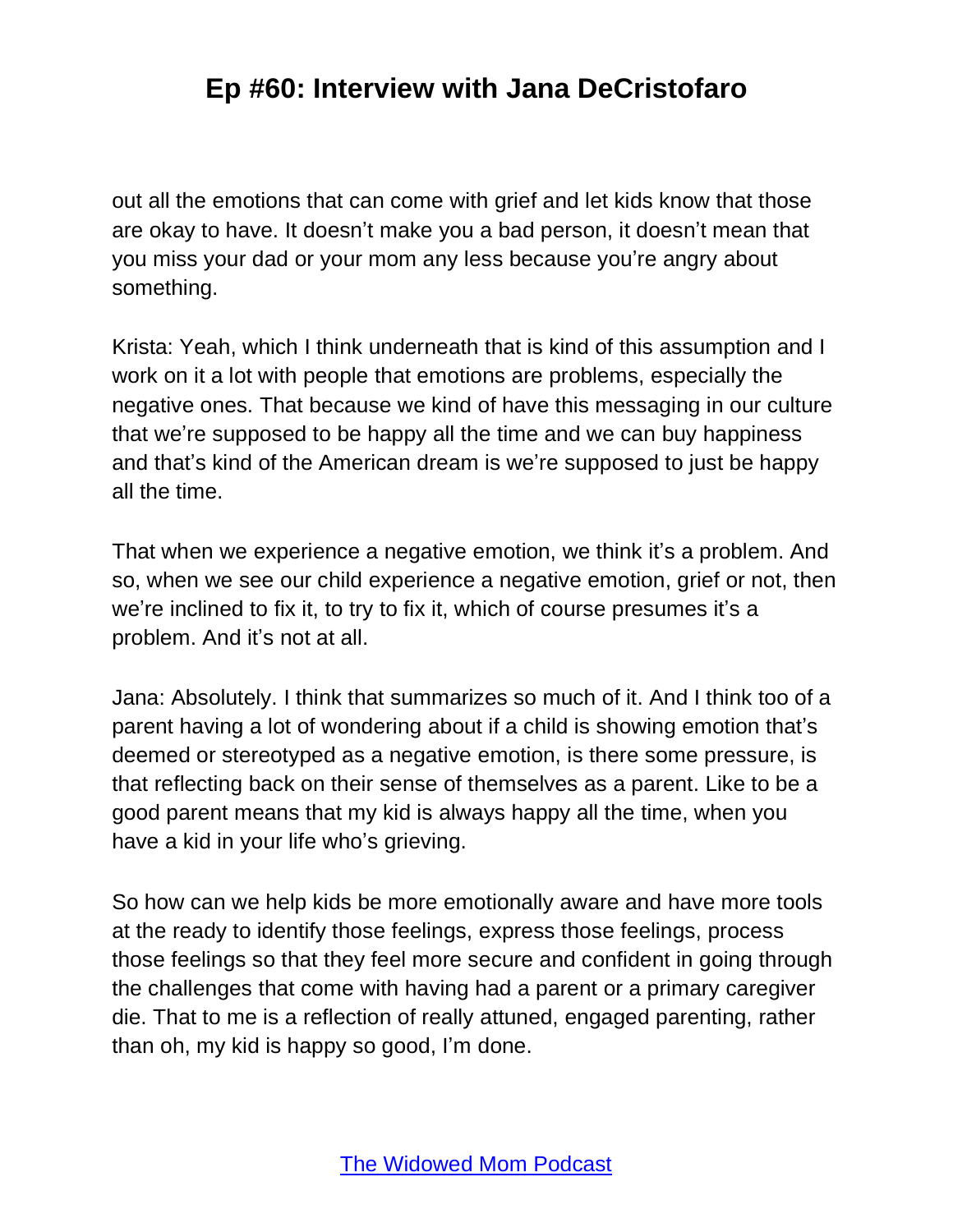out all the emotions that can come with grief and let kids know that those are okay to have. It doesn't make you a bad person, it doesn't mean that you miss your dad or your mom any less because you're angry about something.

Krista: Yeah, which I think underneath that is kind of this assumption and I work on it a lot with people that emotions are problems, especially the negative ones. That because we kind of have this messaging in our culture that we're supposed to be happy all the time and we can buy happiness and that's kind of the American dream is we're supposed to just be happy all the time.

That when we experience a negative emotion, we think it's a problem. And so, when we see our child experience a negative emotion, grief or not, then we're inclined to fix it, to try to fix it, which of course presumes it's a problem. And it's not at all.

Jana: Absolutely. I think that summarizes so much of it. And I think too of a parent having a lot of wondering about if a child is showing emotion that's deemed or stereotyped as a negative emotion, is there some pressure, is that reflecting back on their sense of themselves as a parent. Like to be a good parent means that my kid is always happy all the time, when you have a kid in your life who's grieving.

So how can we help kids be more emotionally aware and have more tools at the ready to identify those feelings, express those feelings, process those feelings so that they feel more secure and confident in going through the challenges that come with having had a parent or a primary caregiver die. That to me is a reflection of really attuned, engaged parenting, rather than oh, my kid is happy so good, I'm done.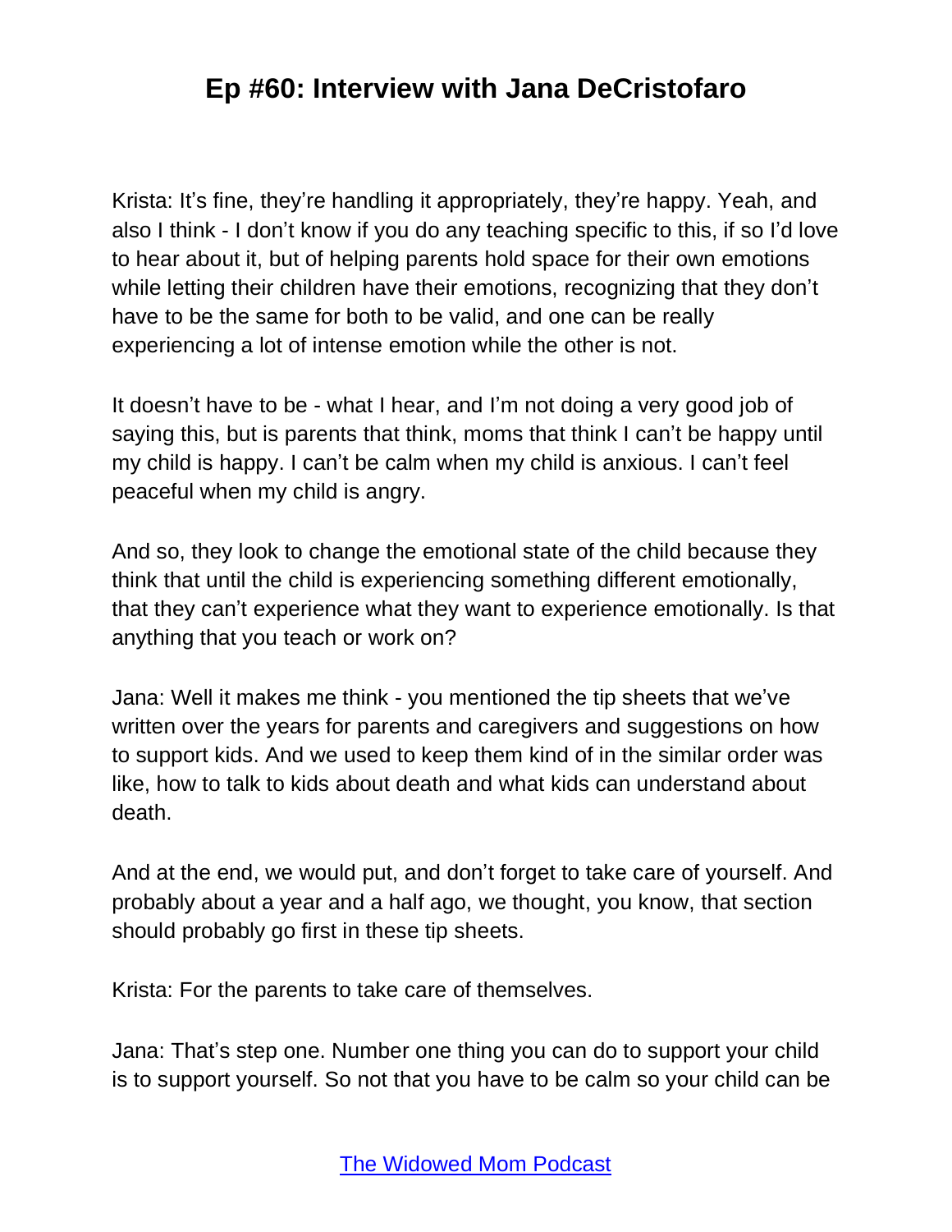Krista: It's fine, they're handling it appropriately, they're happy. Yeah, and also I think - I don't know if you do any teaching specific to this, if so I'd love to hear about it, but of helping parents hold space for their own emotions while letting their children have their emotions, recognizing that they don't have to be the same for both to be valid, and one can be really experiencing a lot of intense emotion while the other is not.

It doesn't have to be - what I hear, and I'm not doing a very good job of saying this, but is parents that think, moms that think I can't be happy until my child is happy. I can't be calm when my child is anxious. I can't feel peaceful when my child is angry.

And so, they look to change the emotional state of the child because they think that until the child is experiencing something different emotionally, that they can't experience what they want to experience emotionally. Is that anything that you teach or work on?

Jana: Well it makes me think - you mentioned the tip sheets that we've written over the years for parents and caregivers and suggestions on how to support kids. And we used to keep them kind of in the similar order was like, how to talk to kids about death and what kids can understand about death.

And at the end, we would put, and don't forget to take care of yourself. And probably about a year and a half ago, we thought, you know, that section should probably go first in these tip sheets.

Krista: For the parents to take care of themselves.

Jana: That's step one. Number one thing you can do to support your child is to support yourself. So not that you have to be calm so your child can be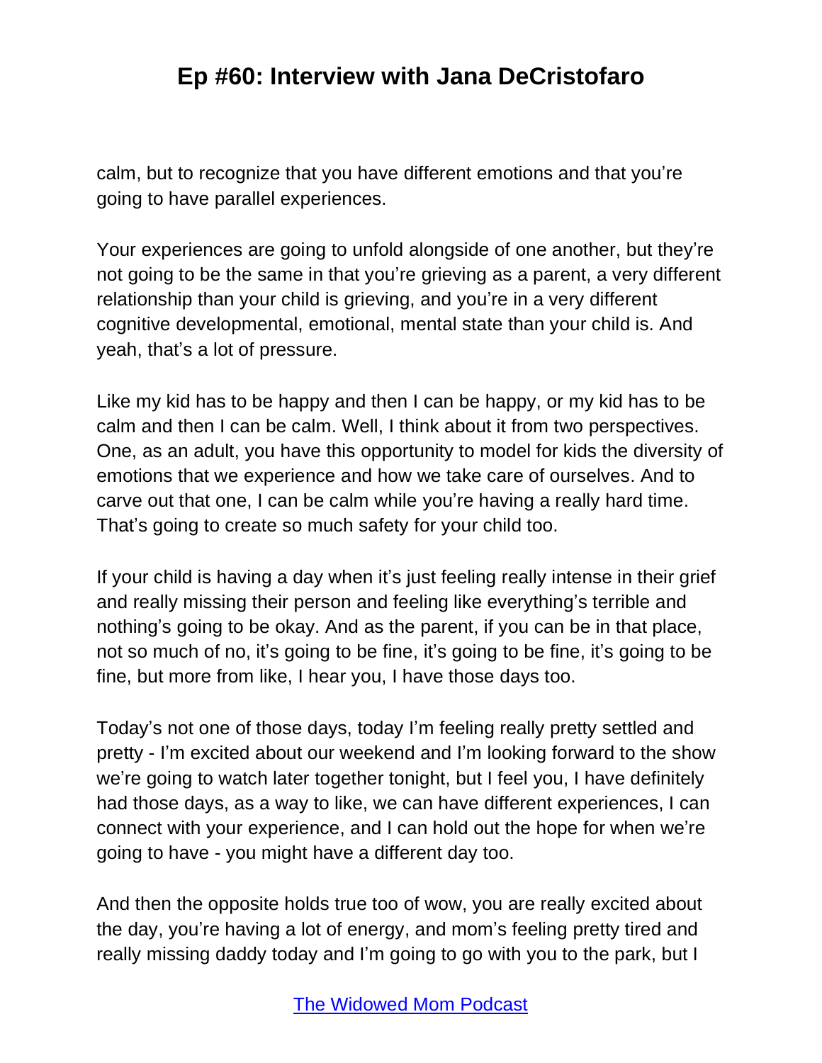calm, but to recognize that you have different emotions and that you're going to have parallel experiences.

Your experiences are going to unfold alongside of one another, but they're not going to be the same in that you're grieving as a parent, a very different relationship than your child is grieving, and you're in a very different cognitive developmental, emotional, mental state than your child is. And yeah, that's a lot of pressure.

Like my kid has to be happy and then I can be happy, or my kid has to be calm and then I can be calm. Well, I think about it from two perspectives. One, as an adult, you have this opportunity to model for kids the diversity of emotions that we experience and how we take care of ourselves. And to carve out that one, I can be calm while you're having a really hard time. That's going to create so much safety for your child too.

If your child is having a day when it's just feeling really intense in their grief and really missing their person and feeling like everything's terrible and nothing's going to be okay. And as the parent, if you can be in that place, not so much of no, it's going to be fine, it's going to be fine, it's going to be fine, but more from like, I hear you, I have those days too.

Today's not one of those days, today I'm feeling really pretty settled and pretty - I'm excited about our weekend and I'm looking forward to the show we're going to watch later together tonight, but I feel you, I have definitely had those days, as a way to like, we can have different experiences, I can connect with your experience, and I can hold out the hope for when we're going to have - you might have a different day too.

And then the opposite holds true too of wow, you are really excited about the day, you're having a lot of energy, and mom's feeling pretty tired and really missing daddy today and I'm going to go with you to the park, but I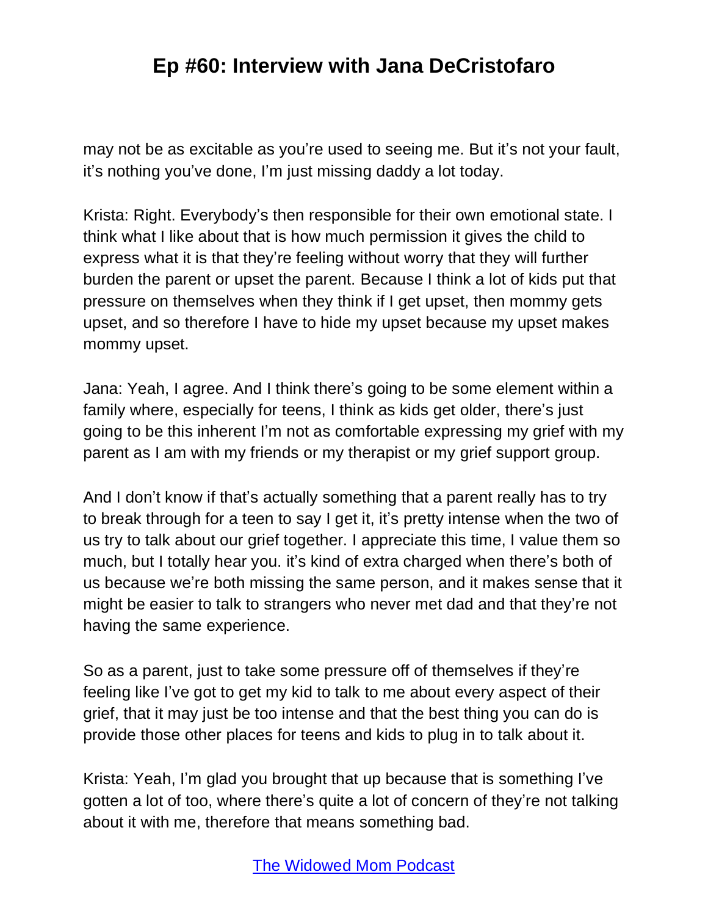may not be as excitable as you're used to seeing me. But it's not your fault, it's nothing you've done, I'm just missing daddy a lot today.

Krista: Right. Everybody's then responsible for their own emotional state. I think what I like about that is how much permission it gives the child to express what it is that they're feeling without worry that they will further burden the parent or upset the parent. Because I think a lot of kids put that pressure on themselves when they think if I get upset, then mommy gets upset, and so therefore I have to hide my upset because my upset makes mommy upset.

Jana: Yeah, I agree. And I think there's going to be some element within a family where, especially for teens, I think as kids get older, there's just going to be this inherent I'm not as comfortable expressing my grief with my parent as I am with my friends or my therapist or my grief support group.

And I don't know if that's actually something that a parent really has to try to break through for a teen to say I get it, it's pretty intense when the two of us try to talk about our grief together. I appreciate this time, I value them so much, but I totally hear you. it's kind of extra charged when there's both of us because we're both missing the same person, and it makes sense that it might be easier to talk to strangers who never met dad and that they're not having the same experience.

So as a parent, just to take some pressure off of themselves if they're feeling like I've got to get my kid to talk to me about every aspect of their grief, that it may just be too intense and that the best thing you can do is provide those other places for teens and kids to plug in to talk about it.

Krista: Yeah, I'm glad you brought that up because that is something I've gotten a lot of too, where there's quite a lot of concern of they're not talking about it with me, therefore that means something bad.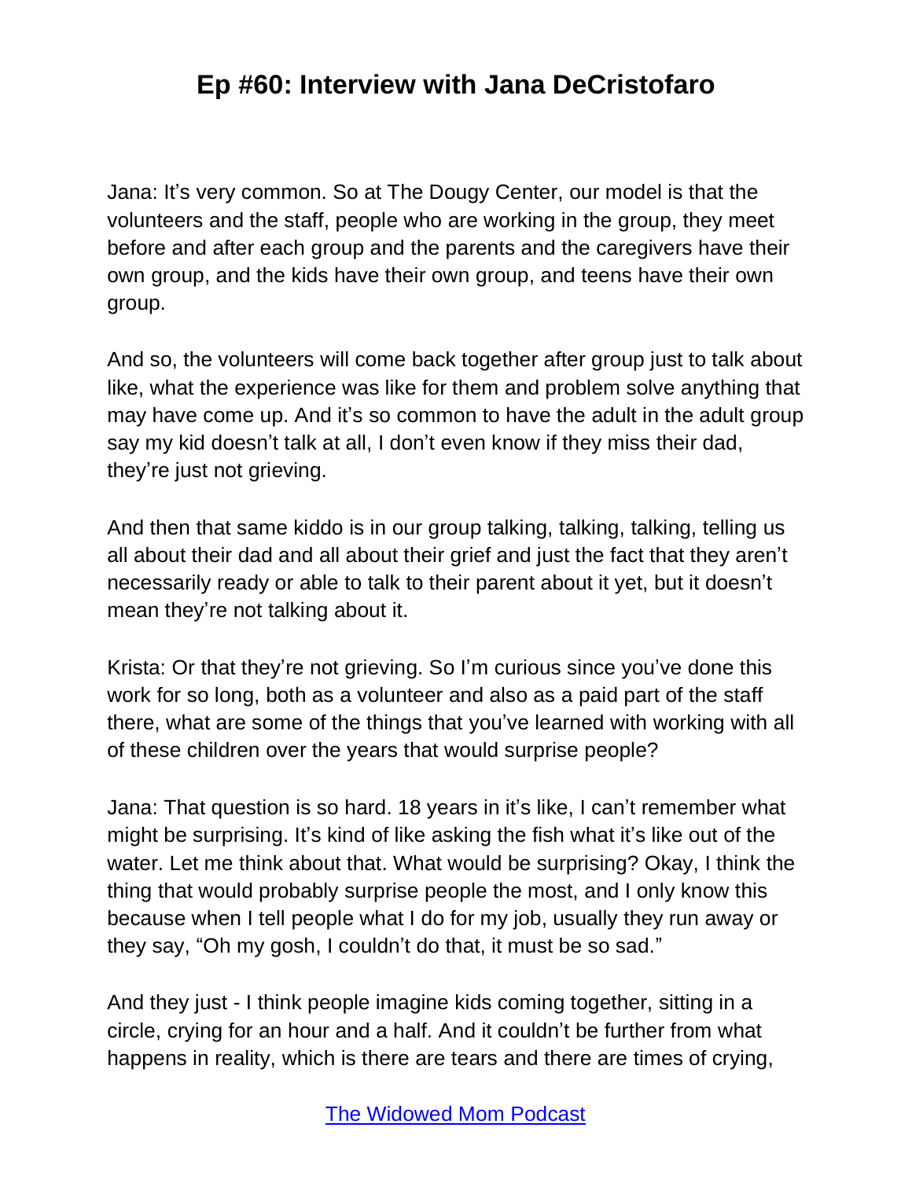Jana: It's very common. So at The Dougy Center, our model is that the volunteers and the staff, people who are working in the group, they meet before and after each group and the parents and the caregivers have their own group, and the kids have their own group, and teens have their own group.

And so, the volunteers will come back together after group just to talk about like, what the experience was like for them and problem solve anything that may have come up. And it's so common to have the adult in the adult group say my kid doesn't talk at all, I don't even know if they miss their dad, they're just not grieving.

And then that same kiddo is in our group talking, talking, talking, telling us all about their dad and all about their grief and just the fact that they aren't necessarily ready or able to talk to their parent about it yet, but it doesn't mean they're not talking about it.

Krista: Or that they're not grieving. So I'm curious since you've done this work for so long, both as a volunteer and also as a paid part of the staff there, what are some of the things that you've learned with working with all of these children over the years that would surprise people?

Jana: That question is so hard. 18 years in it's like, I can't remember what might be surprising. It's kind of like asking the fish what it's like out of the water. Let me think about that. What would be surprising? Okay, I think the thing that would probably surprise people the most, and I only know this because when I tell people what I do for my job, usually they run away or they say, "Oh my gosh, I couldn't do that, it must be so sad."

And they just - I think people imagine kids coming together, sitting in a circle, crying for an hour and a half. And it couldn't be further from what happens in reality, which is there are tears and there are times of crying,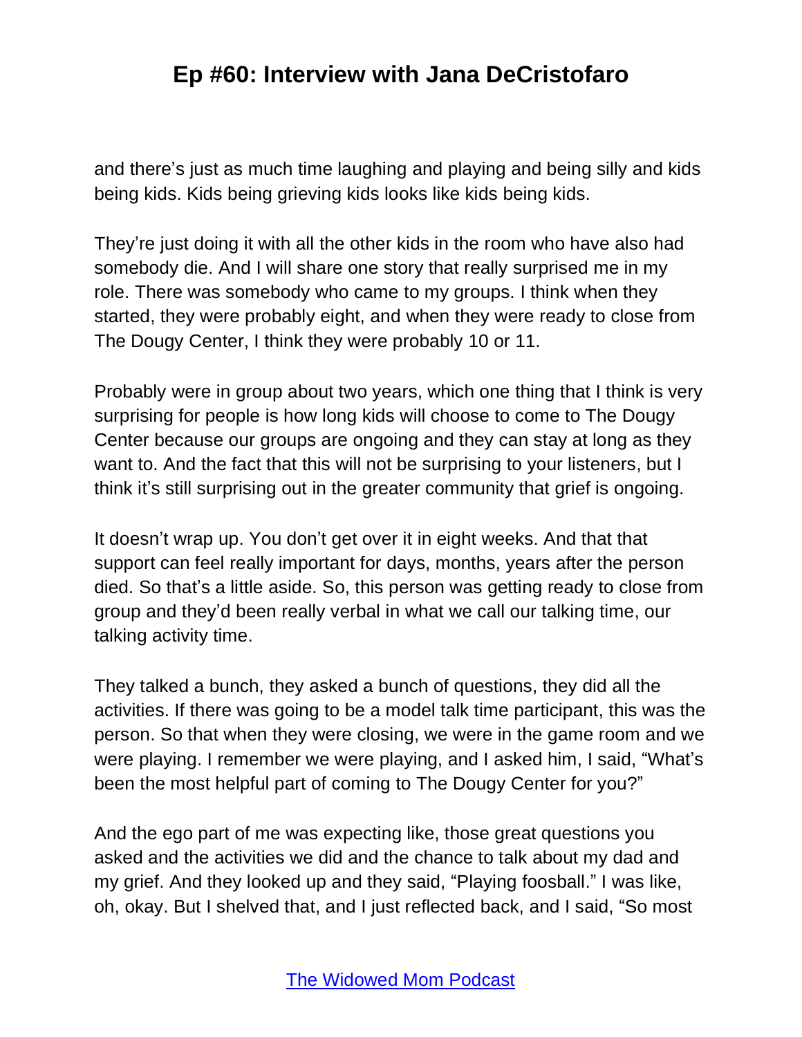and there's just as much time laughing and playing and being silly and kids being kids. Kids being grieving kids looks like kids being kids.

They're just doing it with all the other kids in the room who have also had somebody die. And I will share one story that really surprised me in my role. There was somebody who came to my groups. I think when they started, they were probably eight, and when they were ready to close from The Dougy Center, I think they were probably 10 or 11.

Probably were in group about two years, which one thing that I think is very surprising for people is how long kids will choose to come to The Dougy Center because our groups are ongoing and they can stay at long as they want to. And the fact that this will not be surprising to your listeners, but I think it's still surprising out in the greater community that grief is ongoing.

It doesn't wrap up. You don't get over it in eight weeks. And that that support can feel really important for days, months, years after the person died. So that's a little aside. So, this person was getting ready to close from group and they'd been really verbal in what we call our talking time, our talking activity time.

They talked a bunch, they asked a bunch of questions, they did all the activities. If there was going to be a model talk time participant, this was the person. So that when they were closing, we were in the game room and we were playing. I remember we were playing, and I asked him, I said, "What's been the most helpful part of coming to The Dougy Center for you?"

And the ego part of me was expecting like, those great questions you asked and the activities we did and the chance to talk about my dad and my grief. And they looked up and they said, "Playing foosball." I was like, oh, okay. But I shelved that, and I just reflected back, and I said, "So most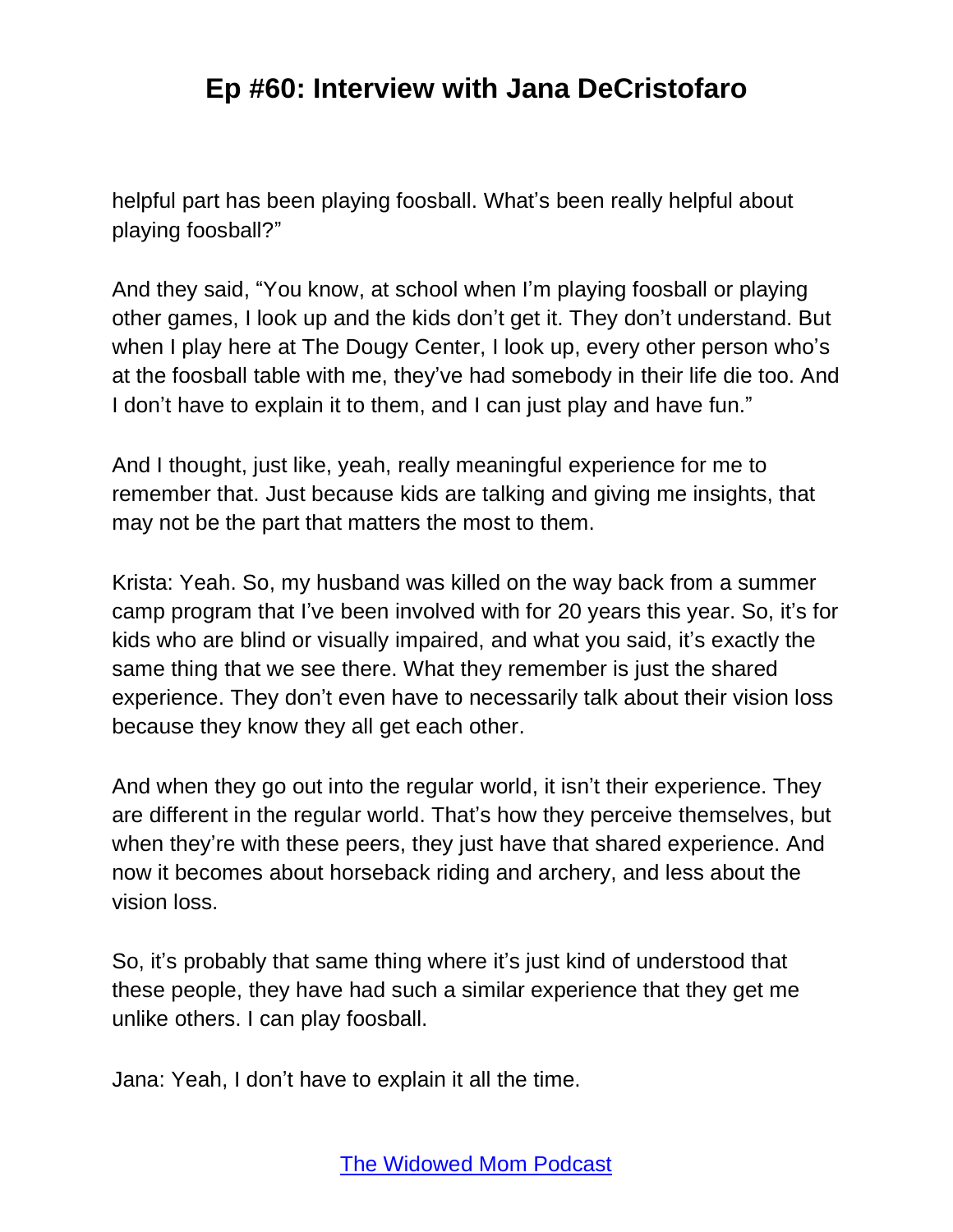helpful part has been playing foosball. What's been really helpful about playing foosball?"

And they said, "You know, at school when I'm playing foosball or playing other games, I look up and the kids don't get it. They don't understand. But when I play here at The Dougy Center, I look up, every other person who's at the foosball table with me, they've had somebody in their life die too. And I don't have to explain it to them, and I can just play and have fun."

And I thought, just like, yeah, really meaningful experience for me to remember that. Just because kids are talking and giving me insights, that may not be the part that matters the most to them.

Krista: Yeah. So, my husband was killed on the way back from a summer camp program that I've been involved with for 20 years this year. So, it's for kids who are blind or visually impaired, and what you said, it's exactly the same thing that we see there. What they remember is just the shared experience. They don't even have to necessarily talk about their vision loss because they know they all get each other.

And when they go out into the regular world, it isn't their experience. They are different in the regular world. That's how they perceive themselves, but when they're with these peers, they just have that shared experience. And now it becomes about horseback riding and archery, and less about the vision loss.

So, it's probably that same thing where it's just kind of understood that these people, they have had such a similar experience that they get me unlike others. I can play foosball.

Jana: Yeah, I don't have to explain it all the time.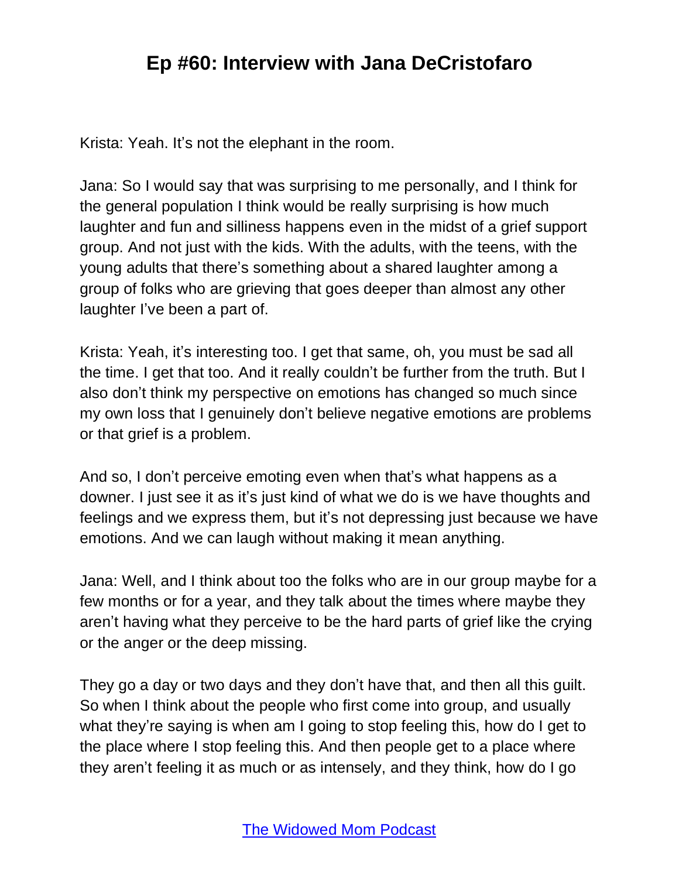Krista: Yeah. It's not the elephant in the room.

Jana: So I would say that was surprising to me personally, and I think for the general population I think would be really surprising is how much laughter and fun and silliness happens even in the midst of a grief support group. And not just with the kids. With the adults, with the teens, with the young adults that there's something about a shared laughter among a group of folks who are grieving that goes deeper than almost any other laughter I've been a part of.

Krista: Yeah, it's interesting too. I get that same, oh, you must be sad all the time. I get that too. And it really couldn't be further from the truth. But I also don't think my perspective on emotions has changed so much since my own loss that I genuinely don't believe negative emotions are problems or that grief is a problem.

And so, I don't perceive emoting even when that's what happens as a downer. I just see it as it's just kind of what we do is we have thoughts and feelings and we express them, but it's not depressing just because we have emotions. And we can laugh without making it mean anything.

Jana: Well, and I think about too the folks who are in our group maybe for a few months or for a year, and they talk about the times where maybe they aren't having what they perceive to be the hard parts of grief like the crying or the anger or the deep missing.

They go a day or two days and they don't have that, and then all this guilt. So when I think about the people who first come into group, and usually what they're saying is when am I going to stop feeling this, how do I get to the place where I stop feeling this. And then people get to a place where they aren't feeling it as much or as intensely, and they think, how do I go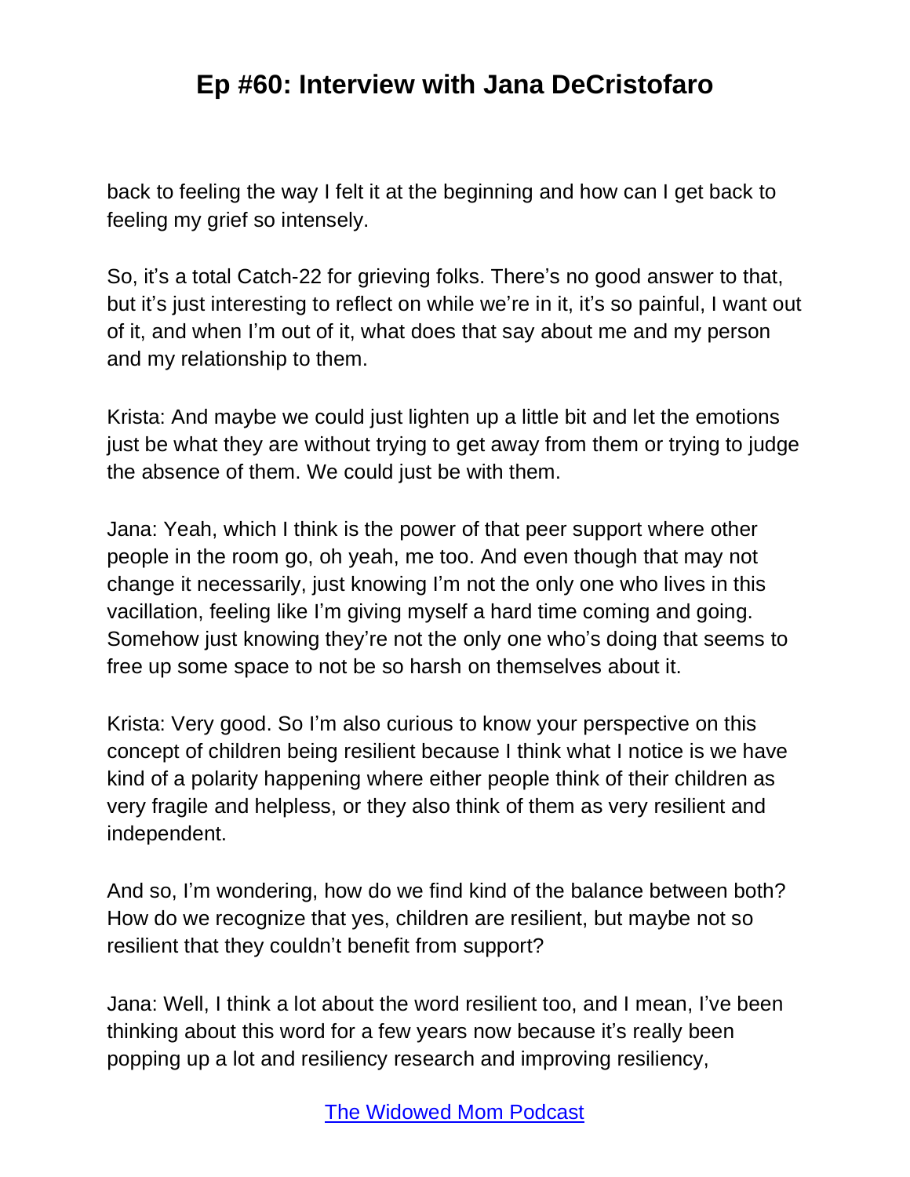back to feeling the way I felt it at the beginning and how can I get back to feeling my grief so intensely.

So, it's a total Catch-22 for grieving folks. There's no good answer to that, but it's just interesting to reflect on while we're in it, it's so painful, I want out of it, and when I'm out of it, what does that say about me and my person and my relationship to them.

Krista: And maybe we could just lighten up a little bit and let the emotions just be what they are without trying to get away from them or trying to judge the absence of them. We could just be with them.

Jana: Yeah, which I think is the power of that peer support where other people in the room go, oh yeah, me too. And even though that may not change it necessarily, just knowing I'm not the only one who lives in this vacillation, feeling like I'm giving myself a hard time coming and going. Somehow just knowing they're not the only one who's doing that seems to free up some space to not be so harsh on themselves about it.

Krista: Very good. So I'm also curious to know your perspective on this concept of children being resilient because I think what I notice is we have kind of a polarity happening where either people think of their children as very fragile and helpless, or they also think of them as very resilient and independent.

And so, I'm wondering, how do we find kind of the balance between both? How do we recognize that yes, children are resilient, but maybe not so resilient that they couldn't benefit from support?

Jana: Well, I think a lot about the word resilient too, and I mean, I've been thinking about this word for a few years now because it's really been popping up a lot and resiliency research and improving resiliency,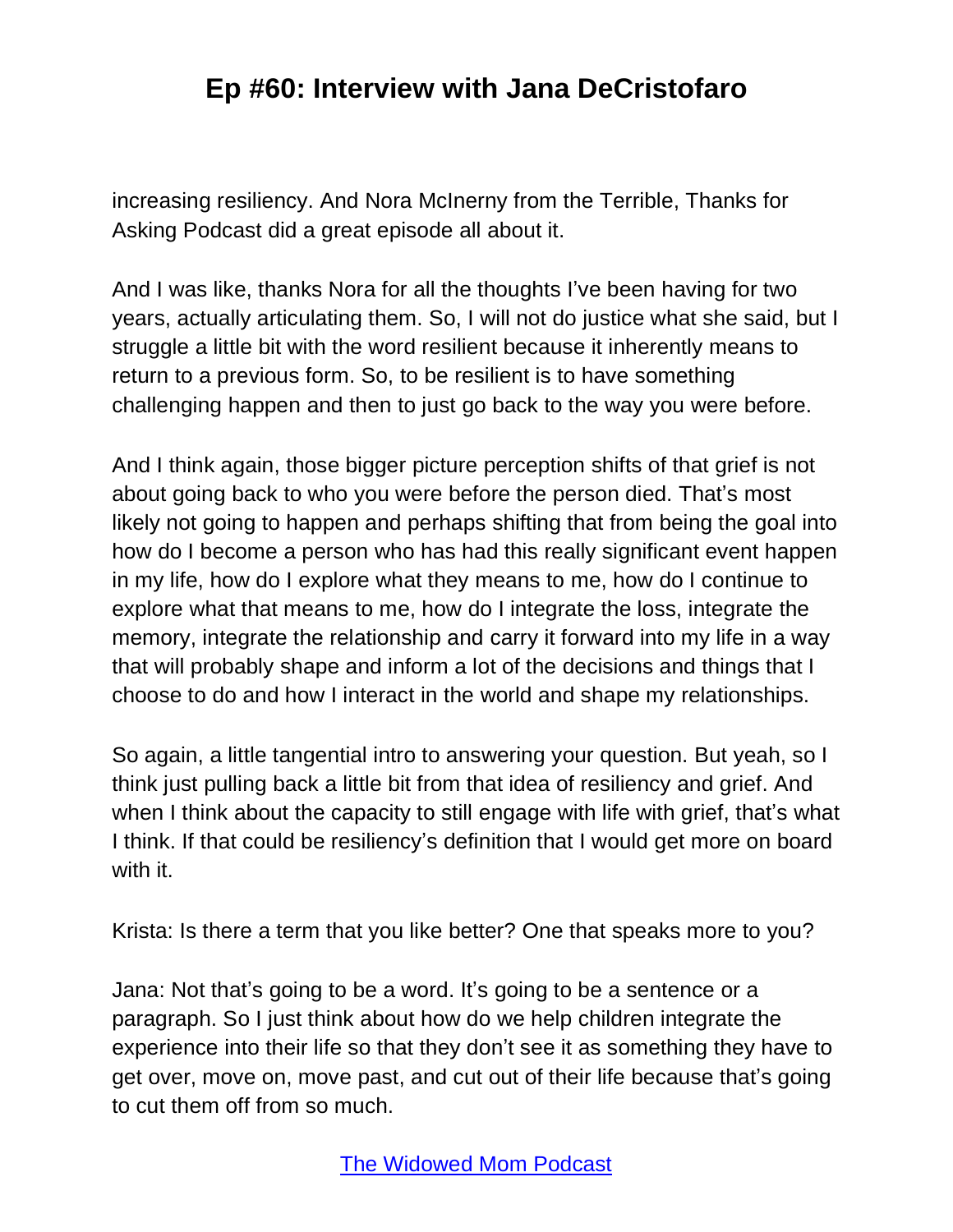increasing resiliency. And Nora McInerny from the Terrible, Thanks for Asking Podcast did a great episode all about it.

And I was like, thanks Nora for all the thoughts I've been having for two years, actually articulating them. So, I will not do justice what she said, but I struggle a little bit with the word resilient because it inherently means to return to a previous form. So, to be resilient is to have something challenging happen and then to just go back to the way you were before.

And I think again, those bigger picture perception shifts of that grief is not about going back to who you were before the person died. That's most likely not going to happen and perhaps shifting that from being the goal into how do I become a person who has had this really significant event happen in my life, how do I explore what they means to me, how do I continue to explore what that means to me, how do I integrate the loss, integrate the memory, integrate the relationship and carry it forward into my life in a way that will probably shape and inform a lot of the decisions and things that I choose to do and how I interact in the world and shape my relationships.

So again, a little tangential intro to answering your question. But yeah, so I think just pulling back a little bit from that idea of resiliency and grief. And when I think about the capacity to still engage with life with grief, that's what I think. If that could be resiliency's definition that I would get more on board with it.

Krista: Is there a term that you like better? One that speaks more to you?

Jana: Not that's going to be a word. It's going to be a sentence or a paragraph. So I just think about how do we help children integrate the experience into their life so that they don't see it as something they have to get over, move on, move past, and cut out of their life because that's going to cut them off from so much.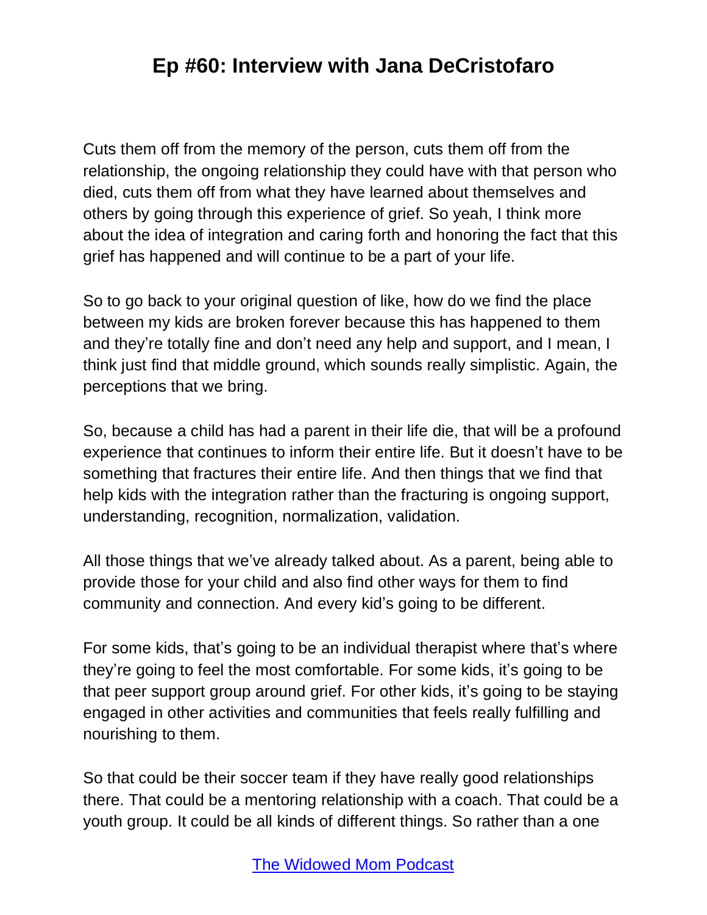Cuts them off from the memory of the person, cuts them off from the relationship, the ongoing relationship they could have with that person who died, cuts them off from what they have learned about themselves and others by going through this experience of grief. So yeah, I think more about the idea of integration and caring forth and honoring the fact that this grief has happened and will continue to be a part of your life.

So to go back to your original question of like, how do we find the place between my kids are broken forever because this has happened to them and they're totally fine and don't need any help and support, and I mean, I think just find that middle ground, which sounds really simplistic. Again, the perceptions that we bring.

So, because a child has had a parent in their life die, that will be a profound experience that continues to inform their entire life. But it doesn't have to be something that fractures their entire life. And then things that we find that help kids with the integration rather than the fracturing is ongoing support, understanding, recognition, normalization, validation.

All those things that we've already talked about. As a parent, being able to provide those for your child and also find other ways for them to find community and connection. And every kid's going to be different.

For some kids, that's going to be an individual therapist where that's where they're going to feel the most comfortable. For some kids, it's going to be that peer support group around grief. For other kids, it's going to be staying engaged in other activities and communities that feels really fulfilling and nourishing to them.

So that could be their soccer team if they have really good relationships there. That could be a mentoring relationship with a coach. That could be a youth group. It could be all kinds of different things. So rather than a one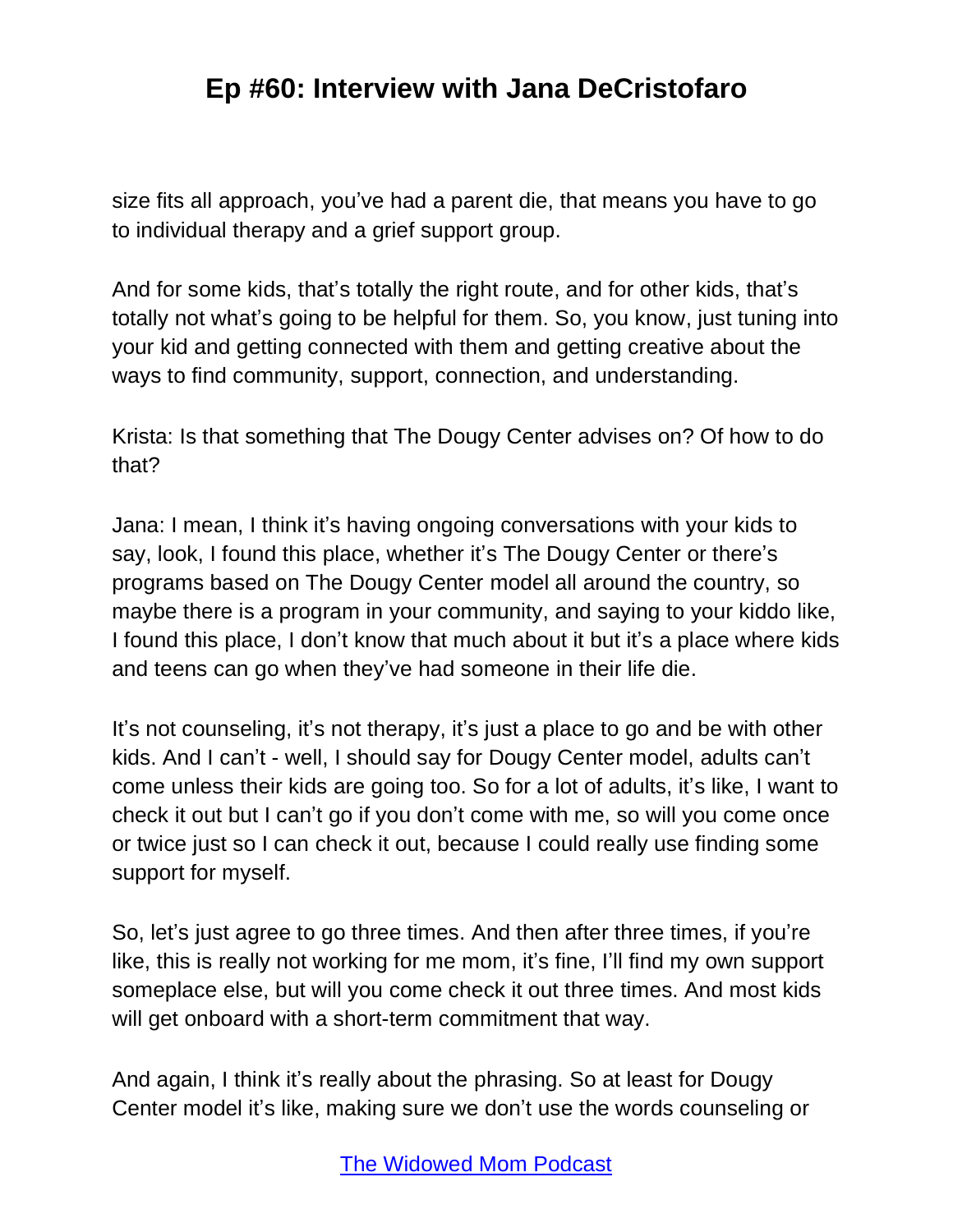size fits all approach, you've had a parent die, that means you have to go to individual therapy and a grief support group.

And for some kids, that's totally the right route, and for other kids, that's totally not what's going to be helpful for them. So, you know, just tuning into your kid and getting connected with them and getting creative about the ways to find community, support, connection, and understanding.

Krista: Is that something that The Dougy Center advises on? Of how to do that?

Jana: I mean, I think it's having ongoing conversations with your kids to say, look, I found this place, whether it's The Dougy Center or there's programs based on The Dougy Center model all around the country, so maybe there is a program in your community, and saying to your kiddo like, I found this place, I don't know that much about it but it's a place where kids and teens can go when they've had someone in their life die.

It's not counseling, it's not therapy, it's just a place to go and be with other kids. And I can't - well, I should say for Dougy Center model, adults can't come unless their kids are going too. So for a lot of adults, it's like, I want to check it out but I can't go if you don't come with me, so will you come once or twice just so I can check it out, because I could really use finding some support for myself.

So, let's just agree to go three times. And then after three times, if you're like, this is really not working for me mom, it's fine, I'll find my own support someplace else, but will you come check it out three times. And most kids will get onboard with a short-term commitment that way.

And again, I think it's really about the phrasing. So at least for Dougy Center model it's like, making sure we don't use the words counseling or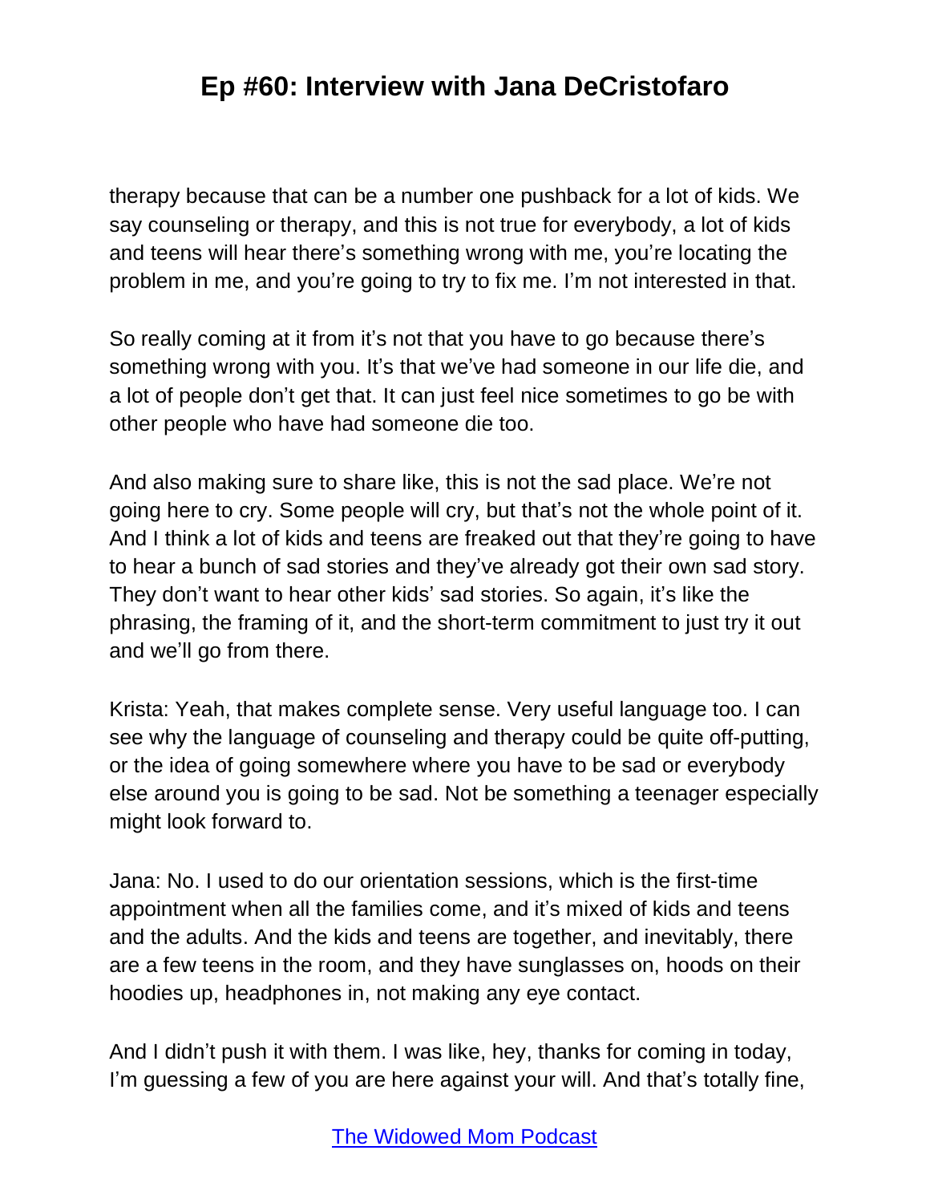therapy because that can be a number one pushback for a lot of kids. We say counseling or therapy, and this is not true for everybody, a lot of kids and teens will hear there's something wrong with me, you're locating the problem in me, and you're going to try to fix me. I'm not interested in that.

So really coming at it from it's not that you have to go because there's something wrong with you. It's that we've had someone in our life die, and a lot of people don't get that. It can just feel nice sometimes to go be with other people who have had someone die too.

And also making sure to share like, this is not the sad place. We're not going here to cry. Some people will cry, but that's not the whole point of it. And I think a lot of kids and teens are freaked out that they're going to have to hear a bunch of sad stories and they've already got their own sad story. They don't want to hear other kids' sad stories. So again, it's like the phrasing, the framing of it, and the short-term commitment to just try it out and we'll go from there.

Krista: Yeah, that makes complete sense. Very useful language too. I can see why the language of counseling and therapy could be quite off-putting, or the idea of going somewhere where you have to be sad or everybody else around you is going to be sad. Not be something a teenager especially might look forward to.

Jana: No. I used to do our orientation sessions, which is the first-time appointment when all the families come, and it's mixed of kids and teens and the adults. And the kids and teens are together, and inevitably, there are a few teens in the room, and they have sunglasses on, hoods on their hoodies up, headphones in, not making any eye contact.

And I didn't push it with them. I was like, hey, thanks for coming in today, I'm guessing a few of you are here against your will. And that's totally fine,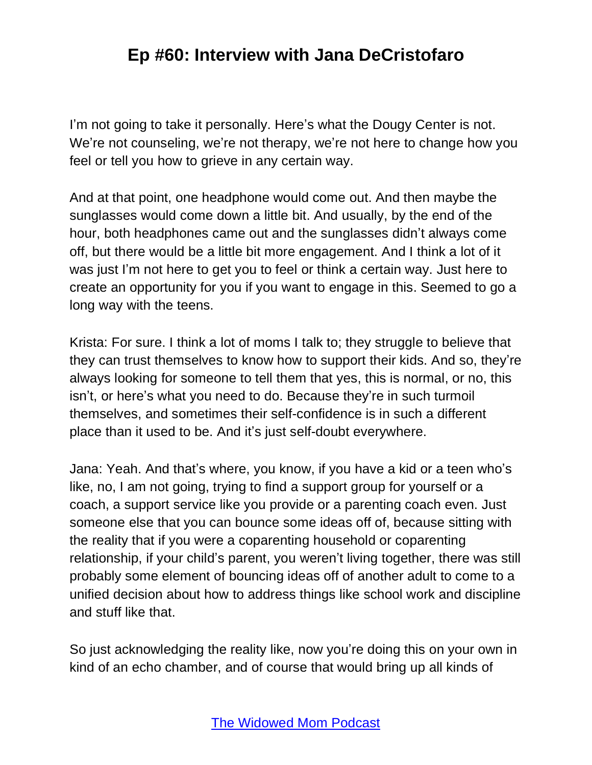I'm not going to take it personally. Here's what the Dougy Center is not. We're not counseling, we're not therapy, we're not here to change how you feel or tell you how to grieve in any certain way.

And at that point, one headphone would come out. And then maybe the sunglasses would come down a little bit. And usually, by the end of the hour, both headphones came out and the sunglasses didn't always come off, but there would be a little bit more engagement. And I think a lot of it was just I'm not here to get you to feel or think a certain way. Just here to create an opportunity for you if you want to engage in this. Seemed to go a long way with the teens.

Krista: For sure. I think a lot of moms I talk to; they struggle to believe that they can trust themselves to know how to support their kids. And so, they're always looking for someone to tell them that yes, this is normal, or no, this isn't, or here's what you need to do. Because they're in such turmoil themselves, and sometimes their self-confidence is in such a different place than it used to be. And it's just self-doubt everywhere.

Jana: Yeah. And that's where, you know, if you have a kid or a teen who's like, no, I am not going, trying to find a support group for yourself or a coach, a support service like you provide or a parenting coach even. Just someone else that you can bounce some ideas off of, because sitting with the reality that if you were a coparenting household or coparenting relationship, if your child's parent, you weren't living together, there was still probably some element of bouncing ideas off of another adult to come to a unified decision about how to address things like school work and discipline and stuff like that.

So just acknowledging the reality like, now you're doing this on your own in kind of an echo chamber, and of course that would bring up all kinds of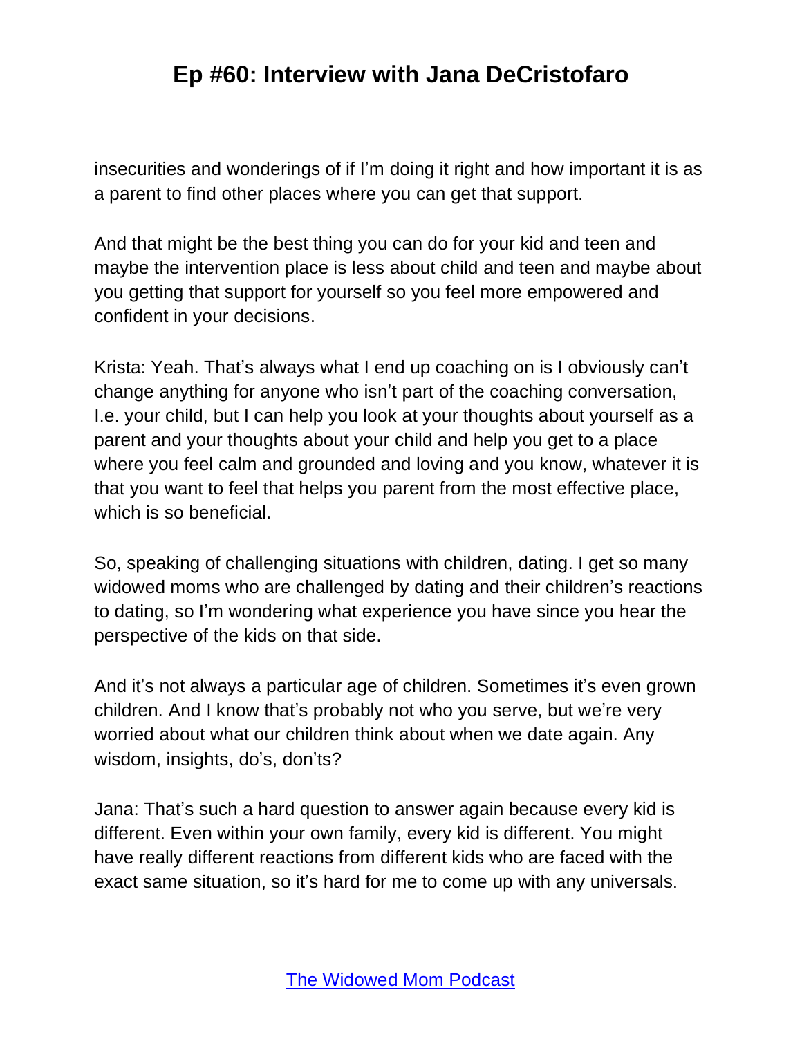insecurities and wonderings of if I'm doing it right and how important it is as a parent to find other places where you can get that support.

And that might be the best thing you can do for your kid and teen and maybe the intervention place is less about child and teen and maybe about you getting that support for yourself so you feel more empowered and confident in your decisions.

Krista: Yeah. That's always what I end up coaching on is I obviously can't change anything for anyone who isn't part of the coaching conversation, I.e. your child, but I can help you look at your thoughts about yourself as a parent and your thoughts about your child and help you get to a place where you feel calm and grounded and loving and you know, whatever it is that you want to feel that helps you parent from the most effective place, which is so beneficial.

So, speaking of challenging situations with children, dating. I get so many widowed moms who are challenged by dating and their children's reactions to dating, so I'm wondering what experience you have since you hear the perspective of the kids on that side.

And it's not always a particular age of children. Sometimes it's even grown children. And I know that's probably not who you serve, but we're very worried about what our children think about when we date again. Any wisdom, insights, do's, don'ts?

Jana: That's such a hard question to answer again because every kid is different. Even within your own family, every kid is different. You might have really different reactions from different kids who are faced with the exact same situation, so it's hard for me to come up with any universals.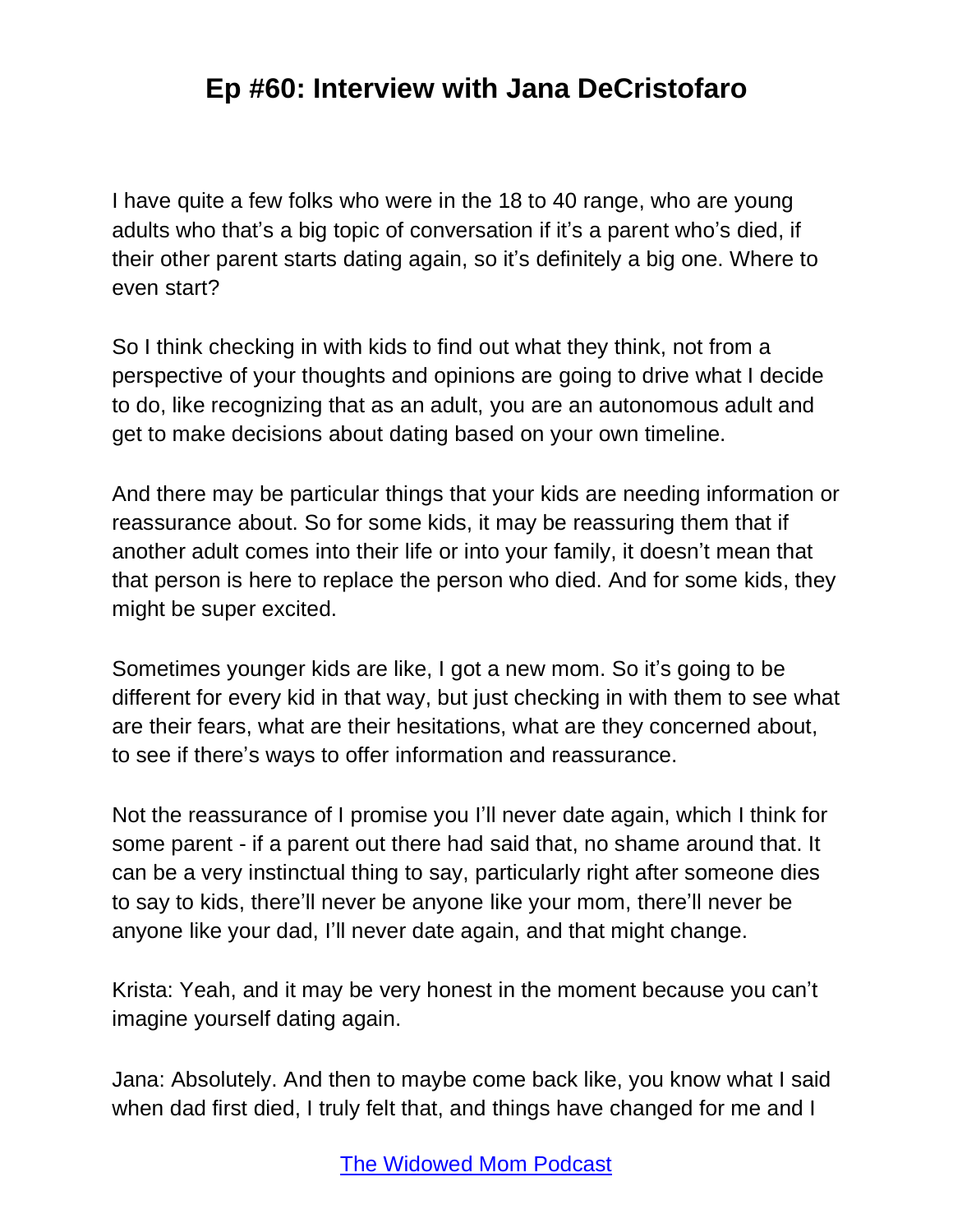I have quite a few folks who were in the 18 to 40 range, who are young adults who that's a big topic of conversation if it's a parent who's died, if their other parent starts dating again, so it's definitely a big one. Where to even start?

So I think checking in with kids to find out what they think, not from a perspective of your thoughts and opinions are going to drive what I decide to do, like recognizing that as an adult, you are an autonomous adult and get to make decisions about dating based on your own timeline.

And there may be particular things that your kids are needing information or reassurance about. So for some kids, it may be reassuring them that if another adult comes into their life or into your family, it doesn't mean that that person is here to replace the person who died. And for some kids, they might be super excited.

Sometimes younger kids are like, I got a new mom. So it's going to be different for every kid in that way, but just checking in with them to see what are their fears, what are their hesitations, what are they concerned about, to see if there's ways to offer information and reassurance.

Not the reassurance of I promise you I'll never date again, which I think for some parent - if a parent out there had said that, no shame around that. It can be a very instinctual thing to say, particularly right after someone dies to say to kids, there'll never be anyone like your mom, there'll never be anyone like your dad, I'll never date again, and that might change.

Krista: Yeah, and it may be very honest in the moment because you can't imagine yourself dating again.

Jana: Absolutely. And then to maybe come back like, you know what I said when dad first died, I truly felt that, and things have changed for me and I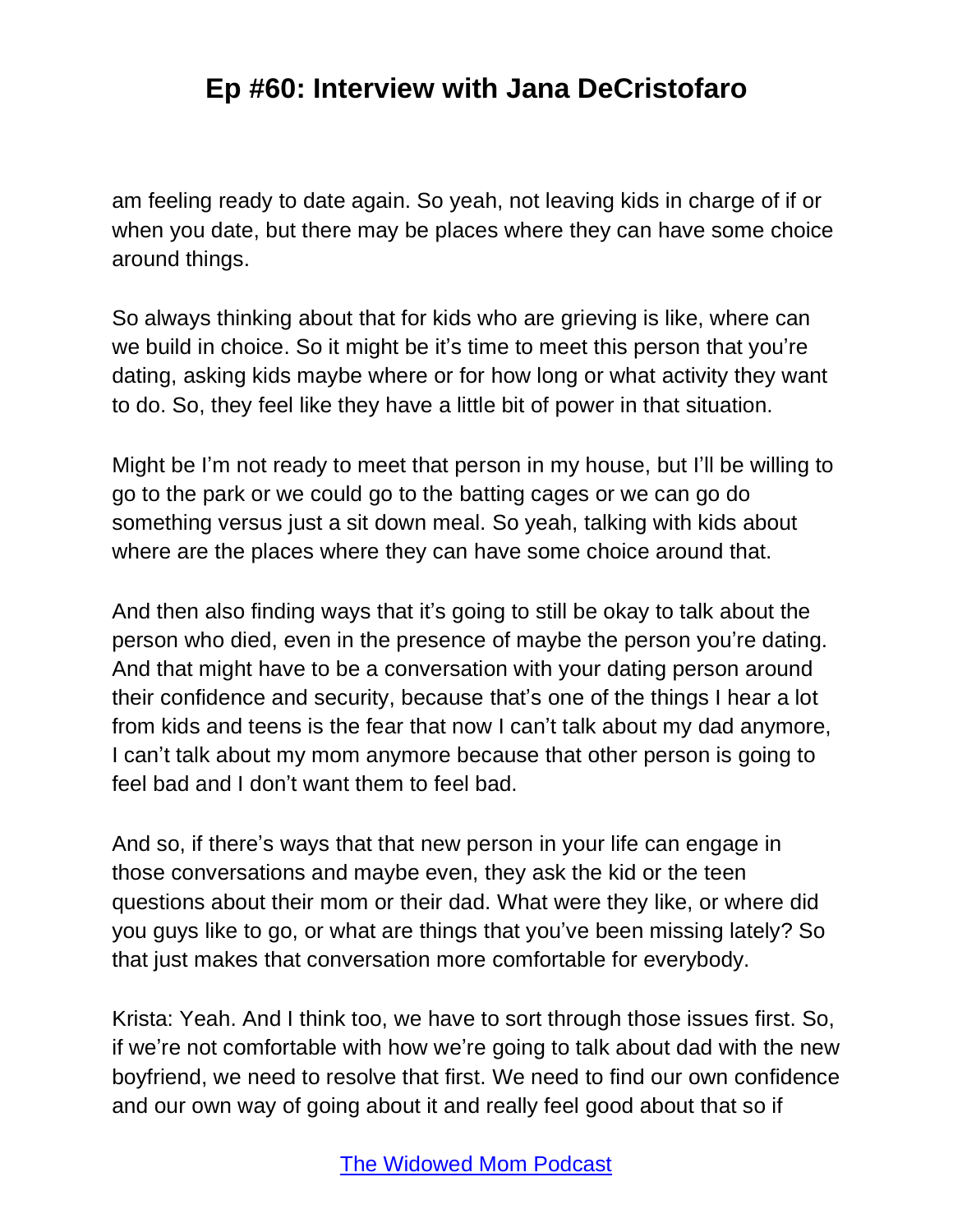am feeling ready to date again. So yeah, not leaving kids in charge of if or when you date, but there may be places where they can have some choice around things.

So always thinking about that for kids who are grieving is like, where can we build in choice. So it might be it's time to meet this person that you're dating, asking kids maybe where or for how long or what activity they want to do. So, they feel like they have a little bit of power in that situation.

Might be I'm not ready to meet that person in my house, but I'll be willing to go to the park or we could go to the batting cages or we can go do something versus just a sit down meal. So yeah, talking with kids about where are the places where they can have some choice around that.

And then also finding ways that it's going to still be okay to talk about the person who died, even in the presence of maybe the person you're dating. And that might have to be a conversation with your dating person around their confidence and security, because that's one of the things I hear a lot from kids and teens is the fear that now I can't talk about my dad anymore, I can't talk about my mom anymore because that other person is going to feel bad and I don't want them to feel bad.

And so, if there's ways that that new person in your life can engage in those conversations and maybe even, they ask the kid or the teen questions about their mom or their dad. What were they like, or where did you guys like to go, or what are things that you've been missing lately? So that just makes that conversation more comfortable for everybody.

Krista: Yeah. And I think too, we have to sort through those issues first. So, if we're not comfortable with how we're going to talk about dad with the new boyfriend, we need to resolve that first. We need to find our own confidence and our own way of going about it and really feel good about that so if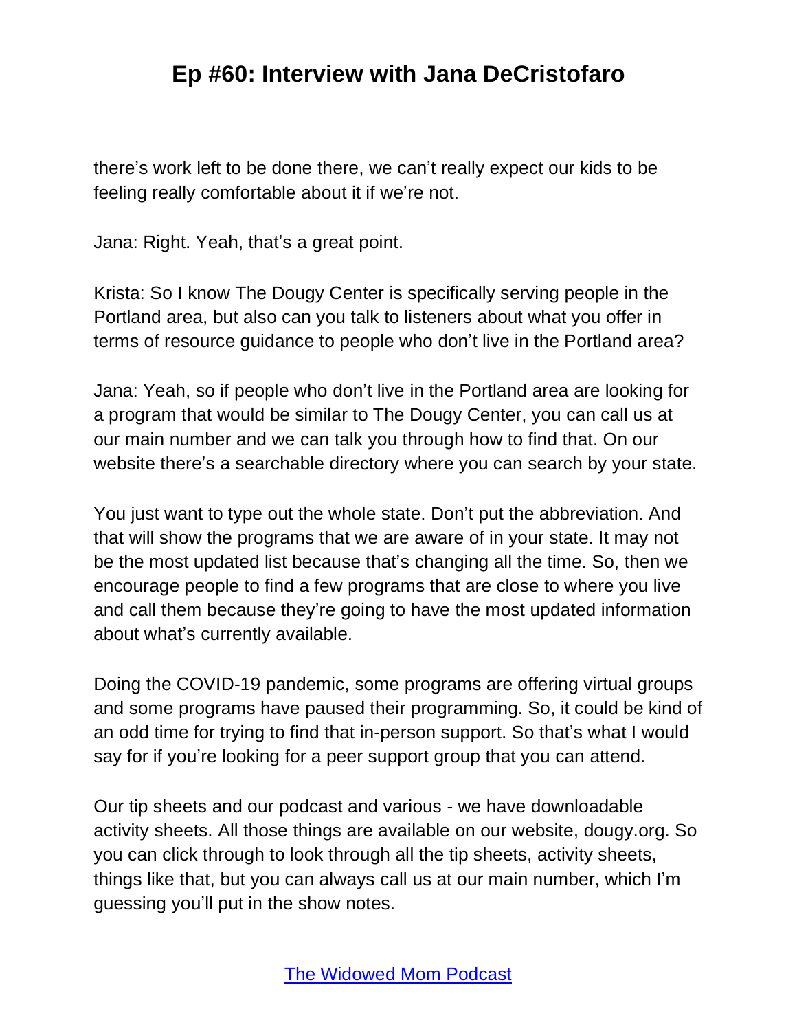there's work left to be done there, we can't really expect our kids to be feeling really comfortable about it if we're not.

Jana: Right. Yeah, that's a great point.

Krista: So I know The Dougy Center is specifically serving people in the Portland area, but also can you talk to listeners about what you offer in terms of resource guidance to people who don't live in the Portland area?

Jana: Yeah, so if people who don't live in the Portland area are looking for a program that would be similar to The Dougy Center, you can call us at our main number and we can talk you through how to find that. On our website there's a searchable directory where you can search by your state.

You just want to type out the whole state. Don't put the abbreviation. And that will show the programs that we are aware of in your state. It may not be the most updated list because that's changing all the time. So, then we encourage people to find a few programs that are close to where you live and call them because they're going to have the most updated information about what's currently available.

Doing the COVID-19 pandemic, some programs are offering virtual groups and some programs have paused their programming. So, it could be kind of an odd time for trying to find that in-person support. So that's what I would say for if you're looking for a peer support group that you can attend.

Our tip sheets and our podcast and various - we have downloadable activity sheets. All those things are available on our website, dougy.org. So you can click through to look through all the tip sheets, activity sheets, things like that, but you can always call us at our main number, which I'm guessing you'll put in the show notes.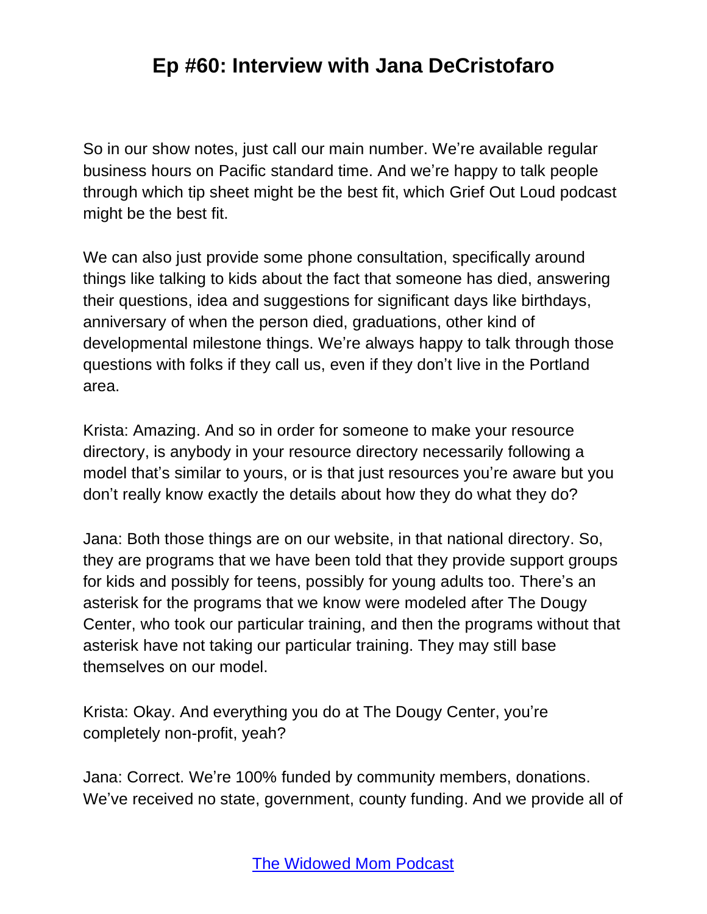So in our show notes, just call our main number. We're available regular business hours on Pacific standard time. And we're happy to talk people through which tip sheet might be the best fit, which Grief Out Loud podcast might be the best fit.

We can also just provide some phone consultation, specifically around things like talking to kids about the fact that someone has died, answering their questions, idea and suggestions for significant days like birthdays, anniversary of when the person died, graduations, other kind of developmental milestone things. We're always happy to talk through those questions with folks if they call us, even if they don't live in the Portland area.

Krista: Amazing. And so in order for someone to make your resource directory, is anybody in your resource directory necessarily following a model that's similar to yours, or is that just resources you're aware but you don't really know exactly the details about how they do what they do?

Jana: Both those things are on our website, in that national directory. So, they are programs that we have been told that they provide support groups for kids and possibly for teens, possibly for young adults too. There's an asterisk for the programs that we know were modeled after The Dougy Center, who took our particular training, and then the programs without that asterisk have not taking our particular training. They may still base themselves on our model.

Krista: Okay. And everything you do at The Dougy Center, you're completely non-profit, yeah?

Jana: Correct. We're 100% funded by community members, donations. We've received no state, government, county funding. And we provide all of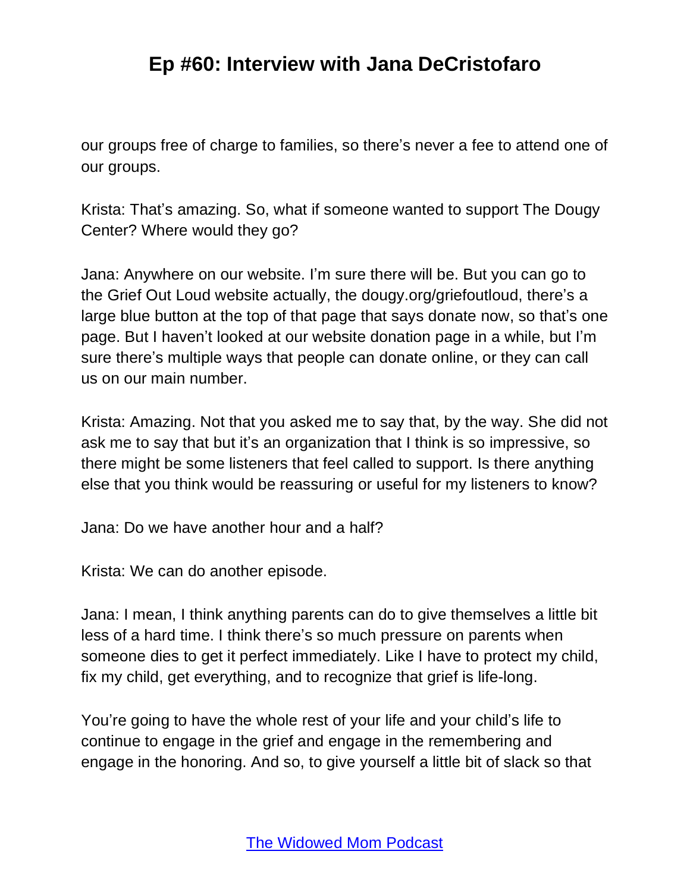our groups free of charge to families, so there's never a fee to attend one of our groups.

Krista: That's amazing. So, what if someone wanted to support The Dougy Center? Where would they go?

Jana: Anywhere on our website. I'm sure there will be. But you can go to the Grief Out Loud website actually, the dougy.org/griefoutloud, there's a large blue button at the top of that page that says donate now, so that's one page. But I haven't looked at our website donation page in a while, but I'm sure there's multiple ways that people can donate online, or they can call us on our main number.

Krista: Amazing. Not that you asked me to say that, by the way. She did not ask me to say that but it's an organization that I think is so impressive, so there might be some listeners that feel called to support. Is there anything else that you think would be reassuring or useful for my listeners to know?

Jana: Do we have another hour and a half?

Krista: We can do another episode.

Jana: I mean, I think anything parents can do to give themselves a little bit less of a hard time. I think there's so much pressure on parents when someone dies to get it perfect immediately. Like I have to protect my child, fix my child, get everything, and to recognize that grief is life-long.

You're going to have the whole rest of your life and your child's life to continue to engage in the grief and engage in the remembering and engage in the honoring. And so, to give yourself a little bit of slack so that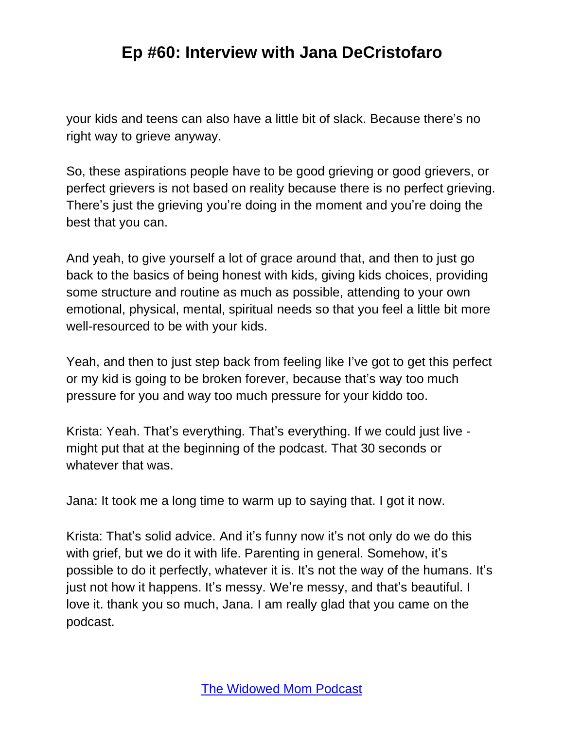your kids and teens can also have a little bit of slack. Because there's no right way to grieve anyway.

So, these aspirations people have to be good grieving or good grievers, or perfect grievers is not based on reality because there is no perfect grieving. There's just the grieving you're doing in the moment and you're doing the best that you can.

And yeah, to give yourself a lot of grace around that, and then to just go back to the basics of being honest with kids, giving kids choices, providing some structure and routine as much as possible, attending to your own emotional, physical, mental, spiritual needs so that you feel a little bit more well-resourced to be with your kids.

Yeah, and then to just step back from feeling like I've got to get this perfect or my kid is going to be broken forever, because that's way too much pressure for you and way too much pressure for your kiddo too.

Krista: Yeah. That's everything. That's everything. If we could just live - might put that at the beginning of the podcast. That 30 seconds or whatever that was.

Jana: It took me a long time to warm up to saying that. I got it now.

Krista: That's solid advice. And it's funny now it's not only do we do this with grief, but we do it with life. Parenting in general. Somehow, it's possible to do it perfectly, whatever it is. It's not the way of the humans. It's just not how it happens. It's messy. We're messy, and that's beautiful. I love it. thank you so much, Jana. I am really glad that you came on the podcast.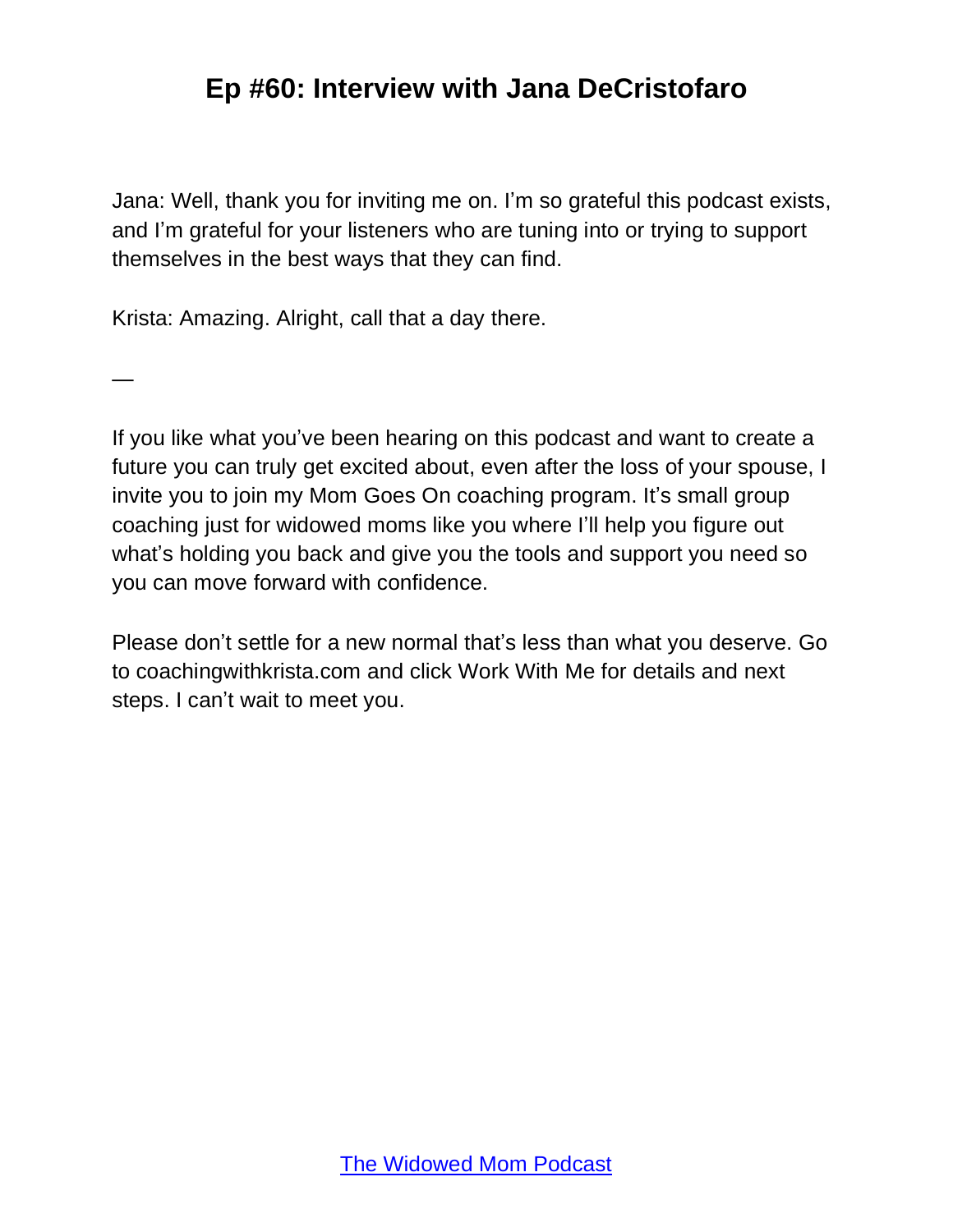Jana: Well, thank you for inviting me on. I'm so grateful this podcast exists, and I'm grateful for your listeners who are tuning into or trying to support themselves in the best ways that they can find.

Krista: Amazing. Alright, call that a day there.

—

If you like what you've been hearing on this podcast and want to create a future you can truly get excited about, even after the loss of your spouse, I invite you to join my Mom Goes On coaching program. It's small group coaching just for widowed moms like you where I'll help you figure out what's holding you back and give you the tools and support you need so you can move forward with confidence.

Please don't settle for a new normal that's less than what you deserve. Go to coachingwithkrista.com and click Work With Me for details and next steps. I can't wait to meet you.